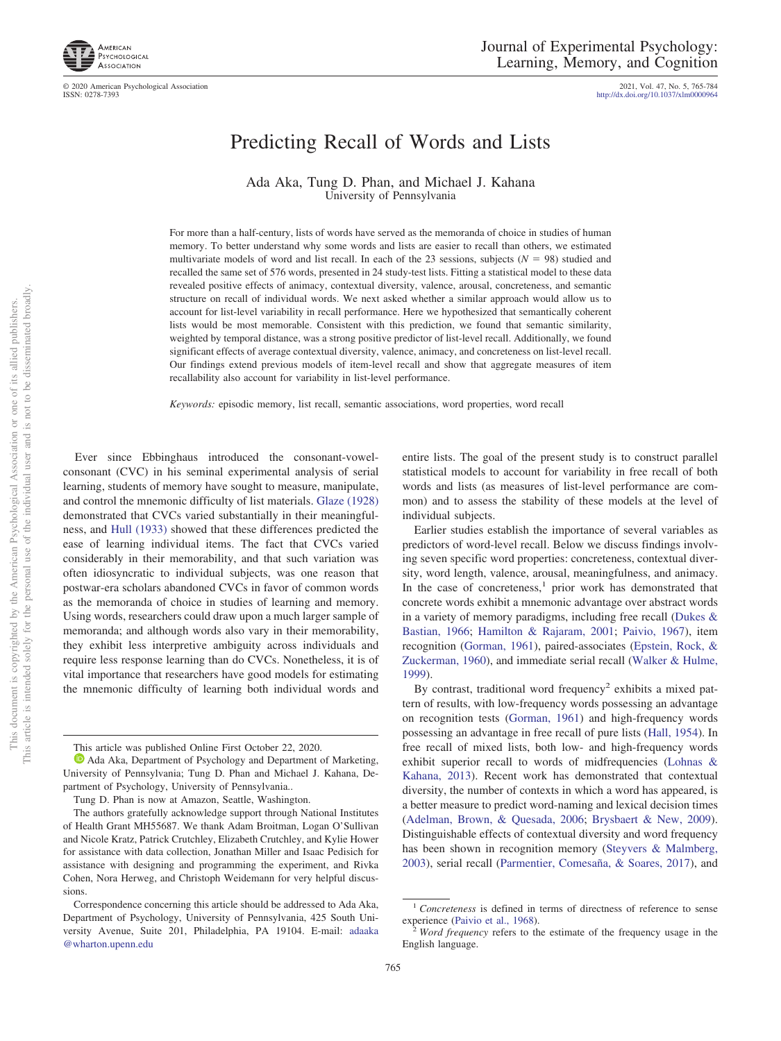# Predicting Recall of Words and Lists

Ada Aka, Tung D. Phan, and Michael J. Kahana
University of Pennsylvania

For more than a half-century, lists of words have served as the memoranda of choice in studies of human memory. To better understand why some words and lists are easier to recall than others, we estimated multivariate models of word and list recall. In each of the 23 sessions, subjects ($N$ = 98) studied and recalled the same set of 576 words, presented in 24 study-test lists. Fitting a statistical model to these data revealed positive effects of animacy, contextual diversity, valence, arousal, concreteness, and semantic structure on recall of individual words. We next asked whether a similar approach would allow us to account for list-level variability in recall performance. Here we hypothesized that semantically coherent lists would be most memorable. Consistent with this prediction, we found that semantic similarity, weighted by temporal distance, was a strong positive predictor of list-level recall. Additionally, we found significant effects of average contextual diversity, valence, animacy, and concreteness on list-level recall. Our findings extend previous models of item-level recall and show that aggregate measures of item recallability also account for variability in list-level performance.

*Keywords:* episodic memory, list recall, semantic associations, word properties, word recall

Ever since Ebbinghaus introduced the consonant-vowel-consonant (CVC) in his seminal experimental analysis of serial learning, students of memory have sought to measure, manipulate, and control the mnemonic difficulty of list materials. Glaze (1928) demonstrated that CVCs varied substantially in their meaningfulness, and Hull (1933) showed that these differences predicted the ease of learning individual items. The fact that CVCs varied considerably in their memorability, and that such variation was often idiosyncratic to individual subjects, was one reason that postwar-era scholars abandoned CVCs in favor of common words as the memoranda of choice in studies of learning and memory. Using words, researchers could draw upon a much larger sample of memoranda; and although words also vary in their memorability, they exhibit less interpretive ambiguity across individuals and require less response learning than do CVCs. Nonetheless, it is of vital importance that researchers have good models for estimating the mnemonic difficulty of learning both individual words and entire lists. The goal of the present study is to construct parallel statistical models to account for variability in free recall of both words and lists (as measures of list-level performance are common) and to assess the stability of these models at the level of individual subjects.

Earlier studies establish the importance of several variables as predictors of word-level recall. Below we discuss findings involving seven specific word properties: concreteness, contextual diversity, word length, valence, arousal, meaningfulness, and animacy. In the case of concreteness,[1] prior work has demonstrated that concrete words exhibit a mnemonic advantage over abstract words in a variety of memory paradigms, including free recall (Dukes & Bastian, 1966; Hamilton & Rajaram, 2001; Paivio, 1967), item recognition (Gorman, 1961), paired-associates (Epstein, Rock, & Zuckerman, 1960), and immediate serial recall (Walker & Hulme, 1999).

By contrast, traditional word frequency[2] exhibits a mixed pattern of results, with low-frequency words possessing an advantage on recognition tests (Gorman, 1961) and high-frequency words possessing an advantage in free recall of pure lists (Hall, 1954). In free recall of mixed lists, both low- and high-frequency words exhibit superior recall to words of midfrequencies (Lohnas & Kahana, 2013). Recent work has demonstrated that contextual diversity, the number of contexts in which a word has appeared, is a better measure to predict word-naming and lexical decision times (Adelman, Brown, & Quesada, 2006; Brysbaert & New, 2009). Distinguishable effects of contextual diversity and word frequency has been shown in recognition memory (Steyvers & Malmberg, 2003), serial recall (Parmentier, Comesaña, & Soares, 2017), and

---

This article was published Online First October 22, 2020.

Ada Aka, Department of Psychology and Department of Marketing, University of Pennsylvania; Tung D. Phan and Michael J. Kahana, Department of Psychology, University of Pennsylvania..

Tung D. Phan is now at Amazon, Seattle, Washington.

The authors gratefully acknowledge support through National Institutes of Health Grant MH55687. We thank Adam Broitman, Logan O'Sullivan and Nicole Kratz, Patrick Crutchley, Elizabeth Crutchley, and Kylie Hower for assistance with data collection, Jonathan Miller and Isaac Pedisich for assistance with designing and programming the experiment, and Rivka Cohen, Nora Herweg, and Christoph Weidemann for very helpful discussions.

Correspondence concerning this article should be addressed to Ada Aka, Department of Psychology, University of Pennsylvania, 425 South University Avenue, Suite 201, Philadelphia, PA 19104. E-mail: adaaka@wharton.upenn.edu

[1] *Concreteness* is defined in terms of directness of reference to sense experience (Paivio et al., 1968).

[2] *Word frequency* refers to the estimate of the frequency usage in the English language.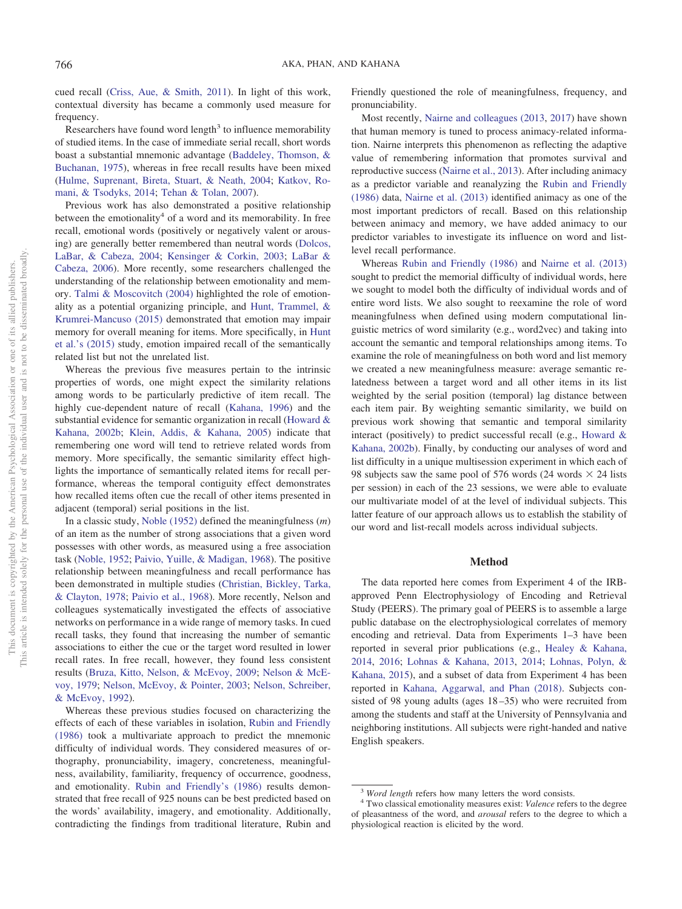cued recall (Criss, Aue, & Smith, 2011). In light of this work, contextual diversity has became a commonly used measure for frequency.

Researchers have found word length[3] to influence memorability of studied items. In the case of immediate serial recall, short words boast a substantial mnemonic advantage (Baddeley, Thomson, & Buchanan, 1975), whereas in free recall results have been mixed (Hulme, Suprenant, Bireta, Stuart, & Neath, 2004; Katkov, Romani, & Tsodyks, 2014; Tehan & Tolan, 2007).

Previous work has also demonstrated a positive relationship between the emotionality[4] of a word and its memorability. In free recall, emotional words (positively or negatively valent or arousing) are generally better remembered than neutral words (Dolcos, LaBar, & Cabeza, 2004; Kensinger & Corkin, 2003; LaBar & Cabeza, 2006). More recently, some researchers challenged the understanding of the relationship between emotionality and memory. Talmi & Moscovitch (2004) highlighted the role of emotionality as a potential organizing principle, and Hunt, Trammel, & Krumrei-Mancuso (2015) demonstrated that emotion may impair memory for overall meaning for items. More specifically, in Hunt et al.'s (2015) study, emotion impaired recall of the semantically related list but not the unrelated list.

Whereas the previous five measures pertain to the intrinsic properties of words, one might expect the similarity relations among words to be particularly predictive of item recall. The highly cue-dependent nature of recall (Kahana, 1996) and the substantial evidence for semantic organization in recall (Howard & Kahana, 2002b; Klein, Addis, & Kahana, 2005) indicate that remembering one word will tend to retrieve related words from memory. More specifically, the semantic similarity effect highlights the importance of semantically related items for recall performance, whereas the temporal contiguity effect demonstrates how recalled items often cue the recall of other items presented in adjacent (temporal) serial positions in the list.

In a classic study, Noble (1952) defined the meaningfulness (*m*) of an item as the number of strong associations that a given word possesses with other words, as measured using a free association task (Noble, 1952; Paivio, Yuille, & Madigan, 1968). The positive relationship between meaningfulness and recall performance has been demonstrated in multiple studies (Christian, Bickley, Tarka, & Clayton, 1978; Paivio et al., 1968). More recently, Nelson and colleagues systematically investigated the effects of associative networks on performance in a wide range of memory tasks. In cued recall tasks, they found that increasing the number of semantic associations to either the cue or the target word resulted in lower recall rates. In free recall, however, they found less consistent results (Bruza, Kitto, Nelson, & McEvoy, 2009; Nelson & McEvoy, 1979; Nelson, McEvoy, & Pointer, 2003; Nelson, Schreiber, & McEvoy, 1992).

Whereas these previous studies focused on characterizing the effects of each of these variables in isolation, Rubin and Friendly (1986) took a multivariate approach to predict the mnemonic difficulty of individual words. They considered measures of orthography, pronunciability, imagery, concreteness, meaningfulness, availability, familiarity, frequency of occurrence, goodness, and emotionality. Rubin and Friendly's (1986) results demonstrated that free recall of 925 nouns can be best predicted based on the words' availability, imagery, and emotionality. Additionally, contradicting the findings from traditional literature, Rubin and Friendly questioned the role of meaningfulness, frequency, and pronunciability.

Most recently, Nairne and colleagues (2013, 2017) have shown that human memory is tuned to process animacy-related information. Nairne interprets this phenomenon as reflecting the adaptive value of remembering information that promotes survival and reproductive success (Nairne et al., 2013). After including animacy as a predictor variable and reanalyzing the Rubin and Friendly (1986) data, Nairne et al. (2013) identified animacy as one of the most important predictors of recall. Based on this relationship between animacy and memory, we have added animacy to our predictor variables to investigate its influence on word and list-level recall performance.

Whereas Rubin and Friendly (1986) and Nairne et al. (2013) sought to predict the memorial difficulty of individual words, here we sought to model both the difficulty of individual words and of entire word lists. We also sought to reexamine the role of word meaningfulness when defined using modern computational linguistic metrics of word similarity (e.g., word2vec) and taking into account the semantic and temporal relationships among items. To examine the role of meaningfulness on both word and list memory we created a new meaningfulness measure: average semantic relatedness between a target word and all other items in its list weighted by the serial position (temporal) lag distance between each item pair. By weighting semantic similarity, we build on previous work showing that semantic and temporal similarity interact (positively) to predict successful recall (e.g., Howard & Kahana, 2002b). Finally, by conducting our analyses of word and list difficulty in a unique multisession experiment in which each of 98 subjects saw the same pool of 576 words (24 words × 24 lists per session) in each of the 23 sessions, we were able to evaluate our multivariate model of at the level of individual subjects. This latter feature of our approach allows us to establish the stability of our word and list-recall models across individual subjects.

## Method

The data reported here comes from Experiment 4 of the IRB-approved Penn Electrophysiology of Encoding and Retrieval Study (PEERS). The primary goal of PEERS is to assemble a large public database on the electrophysiological correlates of memory encoding and retrieval. Data from Experiments 1–3 have been reported in several prior publications (e.g., Healey & Kahana, 2014, 2016; Lohnas & Kahana, 2013, 2014; Lohnas, Polyn, & Kahana, 2015), and a subset of data from Experiment 4 has been reported in Kahana, Aggarwal, and Phan (2018). Subjects consisted of 98 young adults (ages 18–35) who were recruited from among the students and staff at the University of Pennsylvania and neighboring institutions. All subjects were right-handed and native English speakers.

---

[3] *Word length* refers how many letters the word consists.

[4] Two classical emotionality measures exist: *Valence* refers to the degree of pleasantness of the word, and *arousal* refers to the degree to which a physiological reaction is elicited by the word.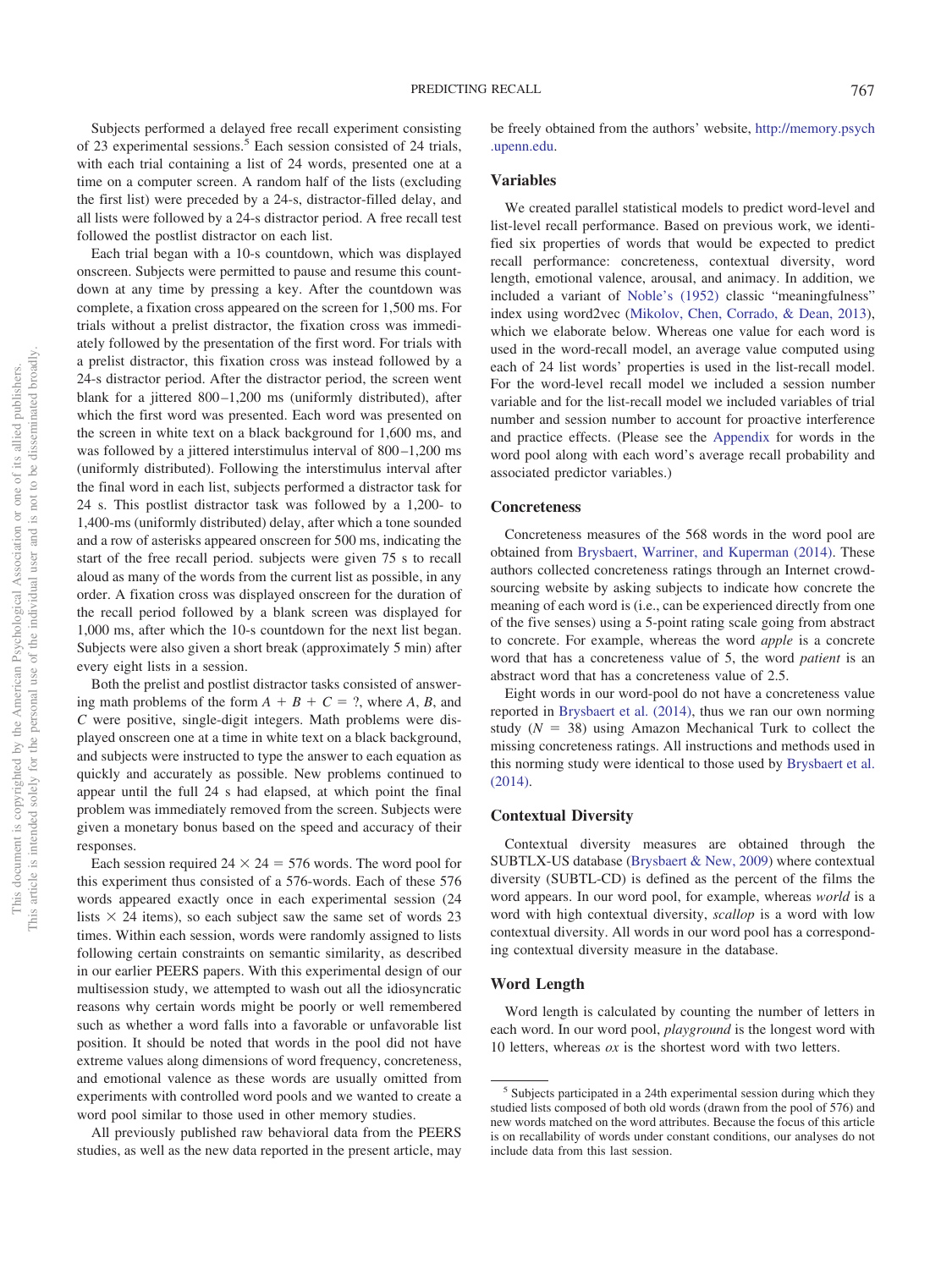Subjects performed a delayed free recall experiment consisting of 23 experimental sessions.[5] Each session consisted of 24 trials, with each trial containing a list of 24 words, presented one at a time on a computer screen. A random half of the lists (excluding the first list) were preceded by a 24-s, distractor-filled delay, and all lists were followed by a 24-s distractor period. A free recall test followed the postlist distractor on each list.

Each trial began with a 10-s countdown, which was displayed onscreen. Subjects were permitted to pause and resume this countdown at any time by pressing a key. After the countdown was complete, a fixation cross appeared on the screen for 1,500 ms. For trials without a prelist distractor, the fixation cross was immediately followed by the presentation of the first word. For trials with a prelist distractor, this fixation cross was instead followed by a 24-s distractor period. After the distractor period, the screen went blank for a jittered 800–1,200 ms (uniformly distributed), after which the first word was presented. Each word was presented on the screen in white text on a black background for 1,600 ms, and was followed by a jittered interstimulus interval of 800–1,200 ms (uniformly distributed). Following the interstimulus interval after the final word in each list, subjects performed a distractor task for 24 s. This postlist distractor task was followed by a 1,200- to 1,400-ms (uniformly distributed) delay, after which a tone sounded and a row of asterisks appeared onscreen for 500 ms, indicating the start of the free recall period. subjects were given 75 s to recall aloud as many of the words from the current list as possible, in any order. A fixation cross was displayed onscreen for the duration of the recall period followed by a blank screen was displayed for 1,000 ms, after which the 10-s countdown for the next list began. Subjects were also given a short break (approximately 5 min) after every eight lists in a session.

Both the prelist and postlist distractor tasks consisted of answering math problems of the form $A + B + C = ?$, where $A$, $B$, and $C$ were positive, single-digit integers. Math problems were displayed onscreen one at a time in white text on a black background, and subjects were instructed to type the answer to each equation as quickly and accurately as possible. New problems continued to appear until the full 24 s had elapsed, at which point the final problem was immediately removed from the screen. Subjects were given a monetary bonus based on the speed and accuracy of their responses.

Each session required $24 \times 24 = 576$ words. The word pool for this experiment thus consisted of a 576-words. Each of these 576 words appeared exactly once in each experimental session (24 lists $\times$ 24 items), so each subject saw the same set of words 23 times. Within each session, words were randomly assigned to lists following certain constraints on semantic similarity, as described in our earlier PEERS papers. With this experimental design of our multisession study, we attempted to wash out all the idiosyncratic reasons why certain words might be poorly or well remembered such as whether a word falls into a favorable or unfavorable list position. It should be noted that words in the pool did not have extreme values along dimensions of word frequency, concreteness, and emotional valence as these words are usually omitted from experiments with controlled word pools and we wanted to create a word pool similar to those used in other memory studies.

All previously published raw behavioral data from the PEERS studies, as well as the new data reported in the present article, may be freely obtained from the authors' website, http://memory.psych.upenn.edu.

## Variables

We created parallel statistical models to predict word-level and list-level recall performance. Based on previous work, we identified six properties of words that would be expected to predict recall performance: concreteness, contextual diversity, word length, emotional valence, arousal, and animacy. In addition, we included a variant of Noble's (1952) classic "meaningfulness" index using word2vec (Mikolov, Chen, Corrado, & Dean, 2013), which we elaborate below. Whereas one value for each word is used in the word-recall model, an average value computed using each of 24 list words' properties is used in the list-recall model. For the word-level recall model we included a session number variable and for the list-recall model we included variables of trial number and session number to account for proactive interference and practice effects. (Please see the Appendix for words in the word pool along with each word's average recall probability and associated predictor variables.)

### Concreteness

Concreteness measures of the 568 words in the word pool are obtained from Brysbaert, Warriner, and Kuperman (2014). These authors collected concreteness ratings through an Internet crowdsourcing website by asking subjects to indicate how concrete the meaning of each word is (i.e., can be experienced directly from one of the five senses) using a 5-point rating scale going from abstract to concrete. For example, whereas the word *apple* is a concrete word that has a concreteness value of 5, the word *patient* is an abstract word that has a concreteness value of 2.5.

Eight words in our word-pool do not have a concreteness value reported in Brysbaert et al. (2014), thus we ran our own norming study ($N = 38$) using Amazon Mechanical Turk to collect the missing concreteness ratings. All instructions and methods used in this norming study were identical to those used by Brysbaert et al. (2014).

### Contextual Diversity

Contextual diversity measures are obtained through the SUBTLX-US database (Brysbaert & New, 2009) where contextual diversity (SUBTL-CD) is defined as the percent of the films the word appears. In our word pool, for example, whereas *world* is a word with high contextual diversity, *scallop* is a word with low contextual diversity. All words in our word pool has a corresponding contextual diversity measure in the database.

### Word Length

Word length is calculated by counting the number of letters in each word. In our word pool, *playground* is the longest word with 10 letters, whereas *ox* is the shortest word with two letters.

[5] Subjects participated in a 24th experimental session during which they studied lists composed of both old words (drawn from the pool of 576) and new words matched on the word attributes. Because the focus of this article is on recallability of words under constant conditions, our analyses do not include data from this last session.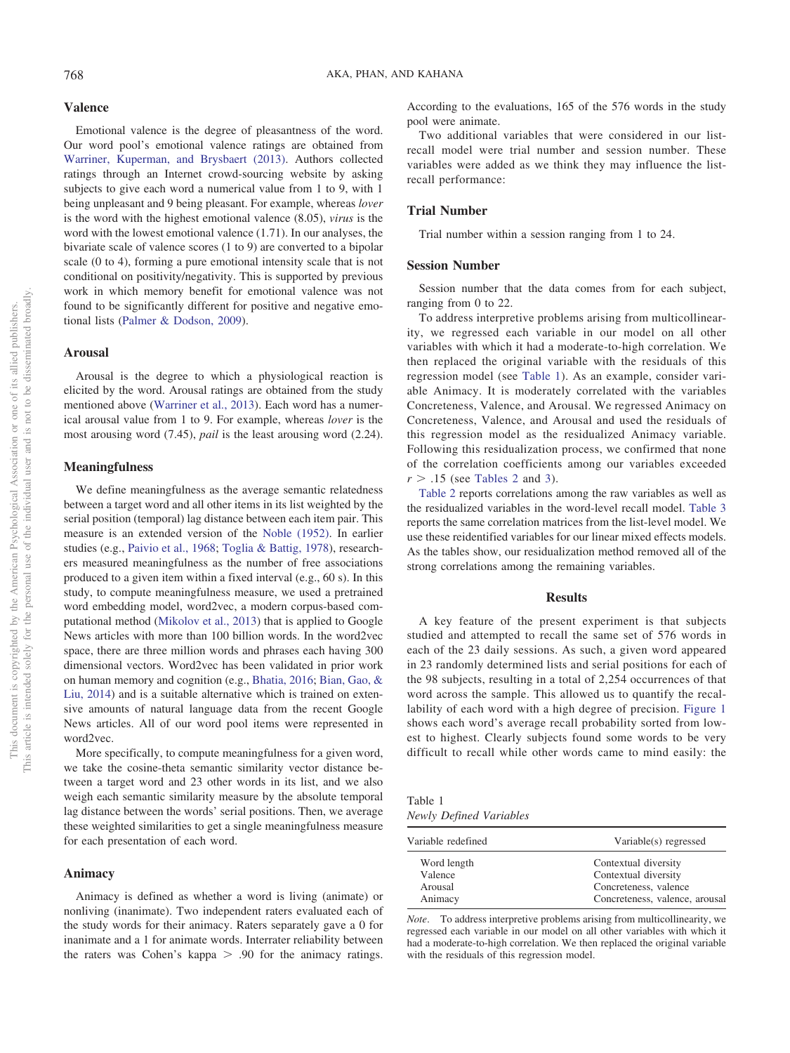### Valence

Emotional valence is the degree of pleasantness of the word. Our word pool's emotional valence ratings are obtained from Warriner, Kuperman, and Brysbaert (2013). Authors collected ratings through an Internet crowd-sourcing website by asking subjects to give each word a numerical value from 1 to 9, with 1 being unpleasant and 9 being pleasant. For example, whereas *lover* is the word with the highest emotional valence (8.05), *virus* is the word with the lowest emotional valence (1.71). In our analyses, the bivariate scale of valence scores (1 to 9) are converted to a bipolar scale (0 to 4), forming a pure emotional intensity scale that is not conditional on positivity/negativity. This is supported by previous work in which memory benefit for emotional valence was not found to be significantly different for positive and negative emotional lists (Palmer & Dodson, 2009).

### Arousal

Arousal is the degree to which a physiological reaction is elicited by the word. Arousal ratings are obtained from the study mentioned above (Warriner et al., 2013). Each word has a numerical arousal value from 1 to 9. For example, whereas *lover* is the most arousing word (7.45), *pail* is the least arousing word (2.24).

### Meaningfulness

We define meaningfulness as the average semantic relatedness between a target word and all other items in its list weighted by the serial position (temporal) lag distance between each item pair. This measure is an extended version of the Noble (1952). In earlier studies (e.g., Paivio et al., 1968; Toglia & Battig, 1978), researchers measured meaningfulness as the number of free associations produced to a given item within a fixed interval (e.g., 60 s). In this study, to compute meaningfulness measure, we used a pretrained word embedding model, word2vec, a modern corpus-based computational method (Mikolov et al., 2013) that is applied to Google News articles with more than 100 billion words. In the word2vec space, there are three million words and phrases each having 300 dimensional vectors. Word2vec has been validated in prior work on human memory and cognition (e.g., Bhatia, 2016; Bian, Gao, & Liu, 2014) and is a suitable alternative which is trained on extensive amounts of natural language data from the recent Google News articles. All of our word pool items were represented in word2vec.

More specifically, to compute meaningfulness for a given word, we take the cosine-theta semantic similarity vector distance between a target word and 23 other words in its list, and we also weigh each semantic similarity measure by the absolute temporal lag distance between the words' serial positions. Then, we average these weighted similarities to get a single meaningfulness measure for each presentation of each word.

### Animacy

Animacy is defined as whether a word is living (animate) or nonliving (inanimate). Two independent raters evaluated each of the study words for their animacy. Raters separately gave a 0 for inanimate and a 1 for animate words. Interrater reliability between the raters was Cohen's kappa > .90 for the animacy ratings. According to the evaluations, 165 of the 576 words in the study pool were animate.

Two additional variables that were considered in our list-recall model were trial number and session number. These variables were added as we think they may influence the list-recall performance:

### Trial Number

Trial number within a session ranging from 1 to 24.

### Session Number

Session number that the data comes from for each subject, ranging from 0 to 22.

To address interpretive problems arising from multicollinearity, we regressed each variable in our model on all other variables with which it had a moderate-to-high correlation. We then replaced the original variable with the residuals of this regression model (see Table 1). As an example, consider variable Animacy. It is moderately correlated with the variables Concreteness, Valence, and Arousal. We regressed Animacy on Concreteness, Valence, and Arousal and used the residuals of this regression model as the residualized Animacy variable. Following this residualization process, we confirmed that none of the correlation coefficients among our variables exceeded $r > .15$ (see Tables 2 and 3).

Table 2 reports correlations among the raw variables as well as the residualized variables in the word-level recall model. Table 3 reports the same correlation matrices from the list-level model. We use these reidentified variables for our linear mixed effects models. As the tables show, our residualization method removed all of the strong correlations among the remaining variables.

## Results

A key feature of the present experiment is that subjects studied and attempted to recall the same set of 576 words in each of the 23 daily sessions. As such, a given word appeared in 23 randomly determined lists and serial positions for each of the 98 subjects, resulting in a total of 2,254 occurrences of that word across the sample. This allowed us to quantify the recallability of each word with a high degree of precision. Figure 1 shows each word's average recall probability sorted from lowest to highest. Clearly subjects found some words to be very difficult to recall while other words came to mind easily: the

Table 1
*Newly Defined Variables*

| Variable redefined | Variable(s) regressed |
|---|---|
| Word length | Contextual diversity |
| Valence | Contextual diversity |
| Arousal | Concreteness, valence |
| Animacy | Concreteness, valence, arousal |

*Note.* To address interpretive problems arising from multicollinearity, we regressed each variable in our model on all other variables with which it had a moderate-to-high correlation. We then replaced the original variable with the residuals of this regression model.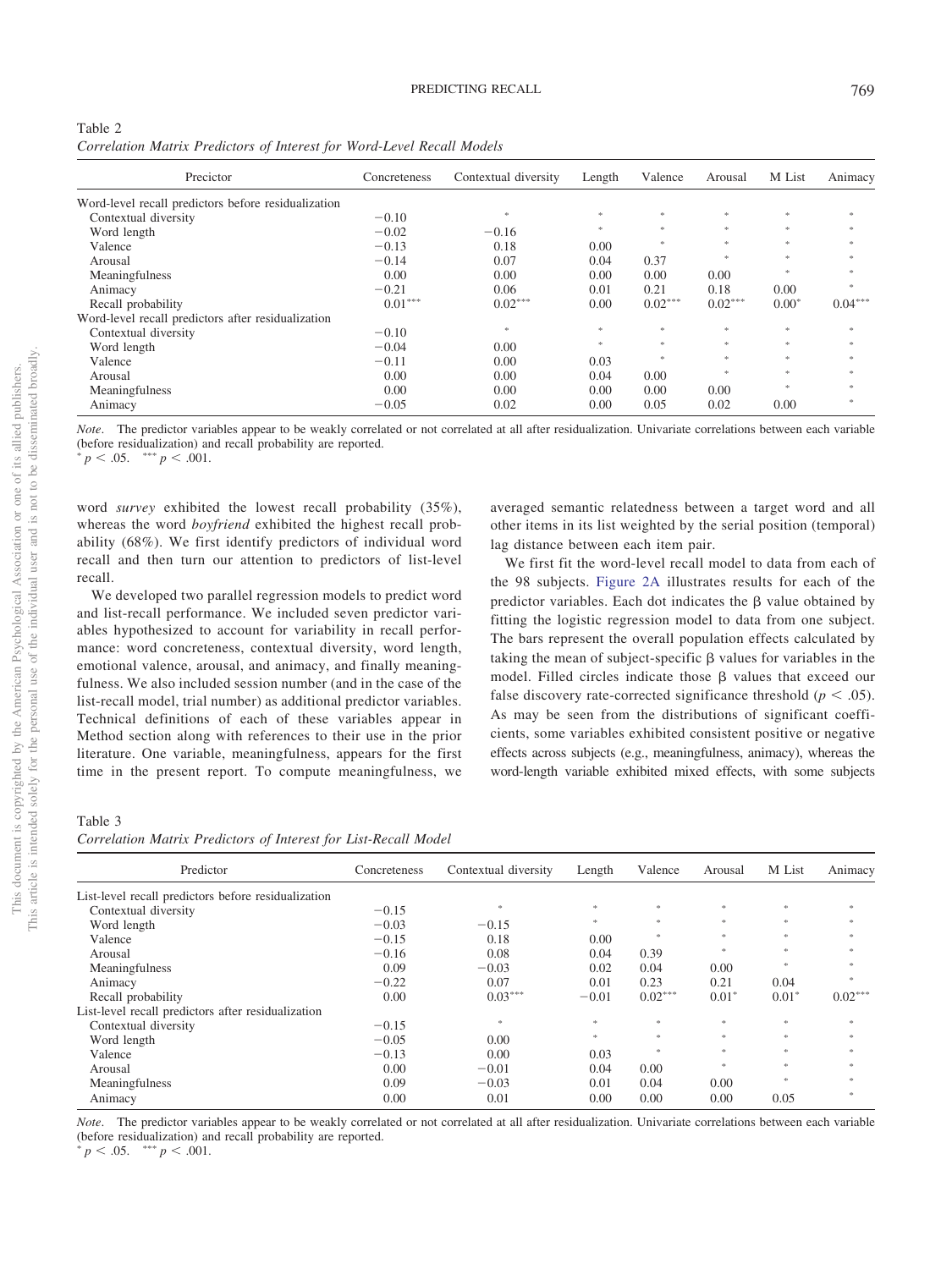Table 2
*Correlation Matrix Predictors of Interest for Word-Level Recall Models*

| Precictor | Concreteness | Contextual diversity | Length | Valence | Arousal | M List | Animacy |
|---|---|---|---|---|---|---|---|
| Word-level recall predictors before residualization | | | | | | | |
| Contextual diversity | −0.10 | * | * | * | * | * | * |
| Word length | −0.02 | −0.16 | * | * | * | * | * |
| Valence | −0.13 | 0.18 | 0.00 | * | * | * | * |
| Arousal | −0.14 | 0.07 | 0.04 | 0.37 | * | * | * |
| Meaningfulness | 0.00 | 0.00 | 0.00 | 0.00 | 0.00 | * | * |
| Animacy | −0.21 | 0.06 | 0.01 | 0.21 | 0.18 | 0.00 | * |
| Recall probability | 0.01*** | 0.02*** | 0.00 | 0.02*** | 0.02*** | 0.00* | 0.04*** |
| Word-level recall predictors after residualization | | | | | | | |
| Contextual diversity | −0.10 | * | * | * | * | * | * |
| Word length | −0.04 | 0.00 | * | * | * | * | * |
| Valence | −0.11 | 0.00 | 0.03 | * | * | * | * |
| Arousal | 0.00 | 0.00 | 0.04 | 0.00 | * | * | * |
| Meaningfulness | 0.00 | 0.00 | 0.00 | 0.00 | 0.00 | * | * |
| Animacy | −0.05 | 0.02 | 0.00 | 0.05 | 0.02 | 0.00 | * |

*Note.* The predictor variables appear to be weakly correlated or not correlated at all after residualization. Univariate correlations between each variable (before residualization) and recall probability are reported.
* $p < .05$. *** $p < .001$.

word *survey* exhibited the lowest recall probability (35%), whereas the word *boyfriend* exhibited the highest recall probability (68%). We first identify predictors of individual word recall and then turn our attention to predictors of list-level recall.

We developed two parallel regression models to predict word and list-recall performance. We included seven predictor variables hypothesized to account for variability in recall performance: word concreteness, contextual diversity, word length, emotional valence, arousal, and animacy, and finally meaningfulness. We also included session number (and in the case of the list-recall model, trial number) as additional predictor variables. Technical definitions of each of these variables appear in Method section along with references to their use in the prior literature. One variable, meaningfulness, appears for the first time in the present report. To compute meaningfulness, we averaged semantic relatedness between a target word and all other items in its list weighted by the serial position (temporal) lag distance between each item pair.

We first fit the word-level recall model to data from each of the 98 subjects. Figure 2A illustrates results for each of the predictor variables. Each dot indicates the β value obtained by fitting the logistic regression model to data from one subject. The bars represent the overall population effects calculated by taking the mean of subject-specific β values for variables in the model. Filled circles indicate those β values that exceed our false discovery rate-corrected significance threshold ($p < .05$). As may be seen from the distributions of significant coefficients, some variables exhibited consistent positive or negative effects across subjects (e.g., meaningfulness, animacy), whereas the word-length variable exhibited mixed effects, with some subjects

Table 3
*Correlation Matrix Predictors of Interest for List-Recall Model*

| Predictor | Concreteness | Contextual diversity | Length | Valence | Arousal | M List | Animacy |
|---|---|---|---|---|---|---|---|
| List-level recall predictors before residualization | | | | | | | |
| Contextual diversity | −0.15 | * | * | * | * | * | * |
| Word length | −0.03 | −0.15 | * | * | * | * | * |
| Valence | −0.15 | 0.18 | 0.00 | * | * | * | * |
| Arousal | −0.16 | 0.08 | 0.04 | 0.39 | * | * | * |
| Meaningfulness | 0.09 | −0.03 | 0.02 | 0.04 | 0.00 | * | * |
| Animacy | −0.22 | 0.07 | 0.01 | 0.23 | 0.21 | 0.04 | * |
| Recall probability | 0.00 | 0.03*** | −0.01 | 0.02*** | 0.01* | 0.01* | 0.02*** |
| List-level recall predictors after residualization | | | | | | | |
| Contextual diversity | −0.15 | * | * | * | * | * | * |
| Word length | −0.05 | 0.00 | * | * | * | * | * |
| Valence | −0.13 | 0.00 | 0.03 | * | * | * | * |
| Arousal | 0.00 | −0.01 | 0.04 | 0.00 | * | * | * |
| Meaningfulness | 0.09 | −0.03 | 0.01 | 0.04 | 0.00 | * | * |
| Animacy | 0.00 | 0.01 | 0.00 | 0.00 | 0.00 | 0.05 | * |

*Note.* The predictor variables appear to be weakly correlated or not correlated at all after residualization. Univariate correlations between each variable (before residualization) and recall probability are reported.
* $p < .05$. *** $p < .001$.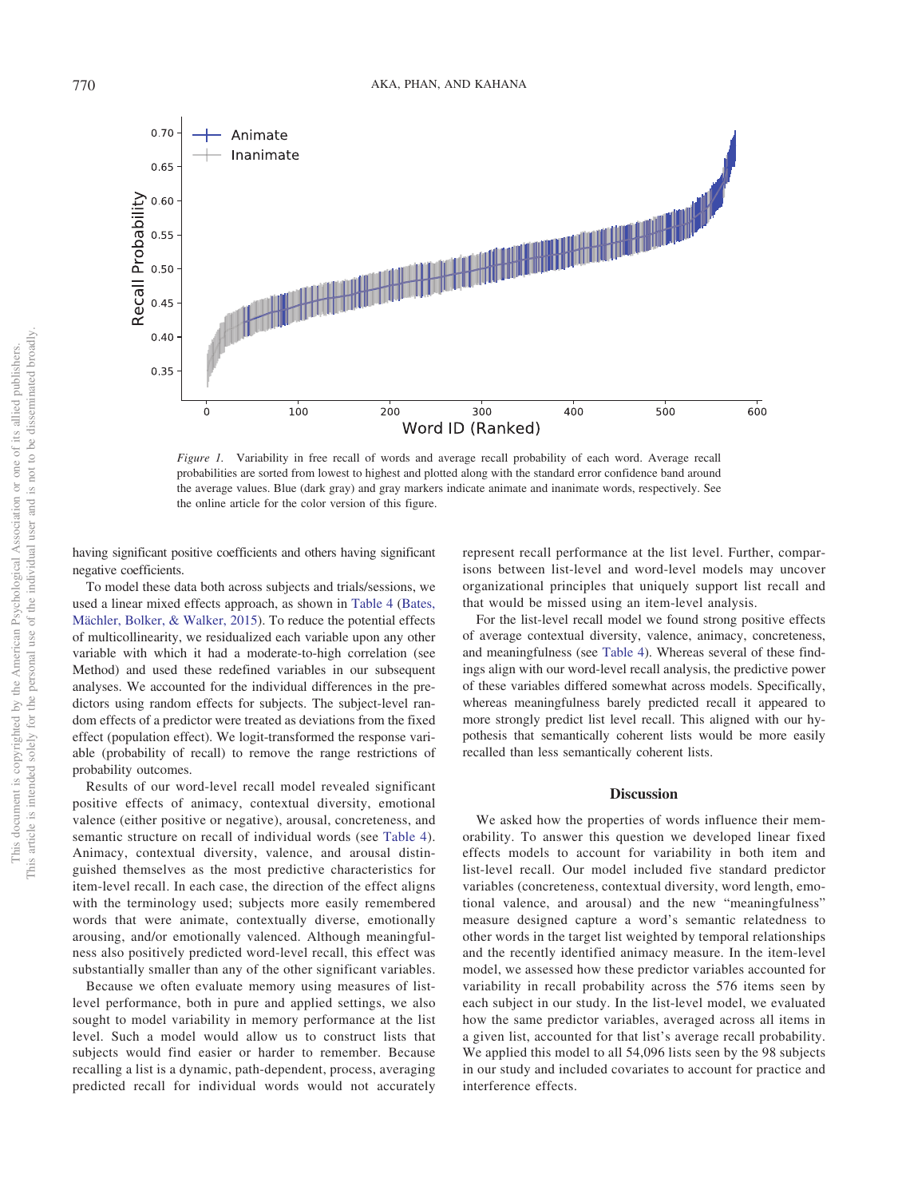*Figure 1.* Variability in free recall of words and average recall probability of each word. Average recall probabilities are sorted from lowest to highest and plotted along with the standard error confidence band around the average values. Blue (dark gray) and gray markers indicate animate and inanimate words, respectively. See the online article for the color version of this figure.

having significant positive coefficients and others having significant negative coefficients.

To model these data both across subjects and trials/sessions, we used a linear mixed effects approach, as shown in Table 4 (Bates, Mächler, Bolker, & Walker, 2015). To reduce the potential effects of multicollinearity, we residualized each variable upon any other variable with which it had a moderate-to-high correlation (see Method) and used these redefined variables in our subsequent analyses. We accounted for the individual differences in the predictors using random effects for subjects. The subject-level random effects of a predictor were treated as deviations from the fixed effect (population effect). We logit-transformed the response variable (probability of recall) to remove the range restrictions of probability outcomes.

Results of our word-level recall model revealed significant positive effects of animacy, contextual diversity, emotional valence (either positive or negative), arousal, concreteness, and semantic structure on recall of individual words (see Table 4). Animacy, contextual diversity, valence, and arousal distinguished themselves as the most predictive characteristics for item-level recall. In each case, the direction of the effect aligns with the terminology used; subjects more easily remembered words that were animate, contextually diverse, emotionally arousing, and/or emotionally valenced. Although meaningfulness also positively predicted word-level recall, this effect was substantially smaller than any of the other significant variables.

Because we often evaluate memory using measures of list-level performance, both in pure and applied settings, we also sought to model variability in memory performance at the list level. Such a model would allow us to construct lists that subjects would find easier or harder to remember. Because recalling a list is a dynamic, path-dependent, process, averaging predicted recall for individual words would not accurately represent recall performance at the list level. Further, comparisons between list-level and word-level models may uncover organizational principles that uniquely support list recall and that would be missed using an item-level analysis.

For the list-level recall model we found strong positive effects of average contextual diversity, valence, animacy, concreteness, and meaningfulness (see Table 4). Whereas several of these findings align with our word-level recall analysis, the predictive power of these variables differed somewhat across models. Specifically, whereas meaningfulness barely predicted recall it appeared to more strongly predict list level recall. This aligned with our hypothesis that semantically coherent lists would be more easily recalled than less semantically coherent lists.

## Discussion

We asked how the properties of words influence their memorability. To answer this question we developed linear fixed effects models to account for variability in both item and list-level recall. Our model included five standard predictor variables (concreteness, contextual diversity, word length, emotional valence, and arousal) and the new "meaningfulness" measure designed capture a word's semantic relatedness to other words in the target list weighted by temporal relationships and the recently identified animacy measure. In the item-level model, we assessed how these predictor variables accounted for variability in recall probability across the 576 items seen by each subject in our study. In the list-level model, we evaluated how the same predictor variables, averaged across all items in a given list, accounted for that list's average recall probability. We applied this model to all 54,096 lists seen by the 98 subjects in our study and included covariates to account for practice and interference effects.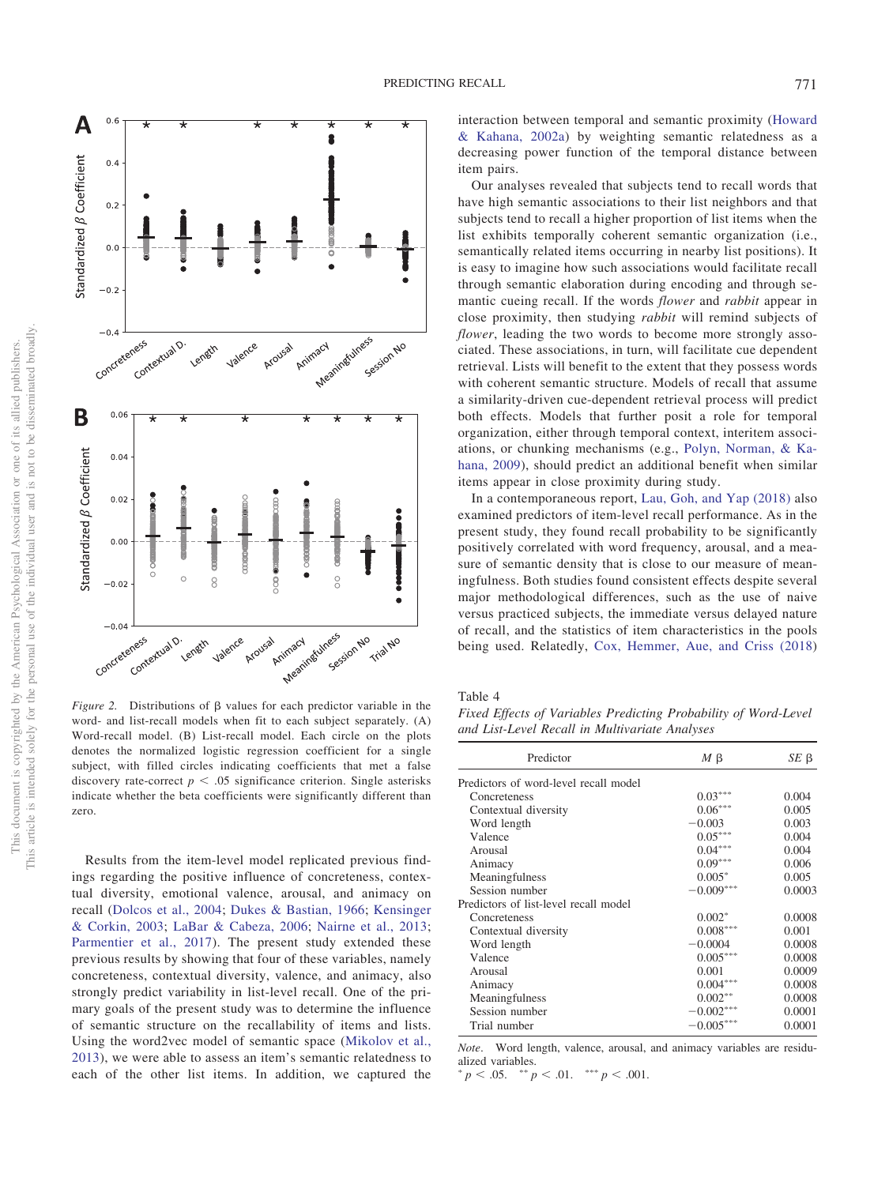*Figure 2.* Distributions of β values for each predictor variable in the word- and list-recall models when fit to each subject separately. (A) Word-recall model. (B) List-recall model. Each circle on the plots denotes the normalized logistic regression coefficient for a single subject, with filled circles indicating coefficients that met a false discovery rate-correct $p < .05$ significance criterion. Single asterisks indicate whether the beta coefficients were significantly different than zero.

Results from the item-level model replicated previous findings regarding the positive influence of concreteness, contextual diversity, emotional valence, arousal, and animacy on recall (Dolcos et al., 2004; Dukes & Bastian, 1966; Kensinger & Corkin, 2003; LaBar & Cabeza, 2006; Nairne et al., 2013; Parmentier et al., 2017). The present study extended these previous results by showing that four of these variables, namely concreteness, contextual diversity, valence, and animacy, also strongly predict variability in list-level recall. One of the primary goals of the present study was to determine the influence of semantic structure on the recallability of items and lists. Using the word2vec model of semantic space (Mikolov et al., 2013), we were able to assess an item's semantic relatedness to each of the other list items. In addition, we captured the interaction between temporal and semantic proximity (Howard & Kahana, 2002a) by weighting semantic relatedness as a decreasing power function of the temporal distance between item pairs.

Our analyses revealed that subjects tend to recall words that have high semantic associations to their list neighbors and that subjects tend to recall a higher proportion of list items when the list exhibits temporally coherent semantic organization (i.e., semantically related items occurring in nearby list positions). It is easy to imagine how such associations would facilitate recall through semantic elaboration during encoding and through semantic cueing recall. If the words *flower* and *rabbit* appear in close proximity, then studying *rabbit* will remind subjects of *flower*, leading the two words to become more strongly associated. These associations, in turn, will facilitate cue dependent retrieval. Lists will benefit to the extent that they possess words with coherent semantic structure. Models of recall that assume a similarity-driven cue-dependent retrieval process will predict both effects. Models that further posit a role for temporal organization, either through temporal context, interitem associations, or chunking mechanisms (e.g., Polyn, Norman, & Kahana, 2009), should predict an additional benefit when similar items appear in close proximity during study.

In a contemporaneous report, Lau, Goh, and Yap (2018) also examined predictors of item-level recall performance. As in the present study, they found recall probability to be significantly positively correlated with word frequency, arousal, and a measure of semantic density that is close to our measure of meaningfulness. Both studies found consistent effects despite several major methodological differences, such as the use of naive versus practiced subjects, the immediate versus delayed nature of recall, and the statistics of item characteristics in the pools being used. Relatedly, Cox, Hemmer, Aue, and Criss (2018)

Table 4
*Fixed Effects of Variables Predicting Probability of Word-Level and List-Level Recall in Multivariate Analyses*

| Predictor | *M* β | *SE* β |
|---|---|---|
| Predictors of word-level recall model | | |
| Concreteness | 0.03*** | 0.004 |
| Contextual diversity | 0.06*** | 0.005 |
| Word length | −0.003 | 0.003 |
| Valence | 0.05*** | 0.004 |
| Arousal | 0.04*** | 0.004 |
| Animacy | 0.09*** | 0.006 |
| Meaningfulness | 0.005* | 0.005 |
| Session number | −0.009*** | 0.0003 |
| Predictors of list-level recall model | | |
| Concreteness | 0.002* | 0.0008 |
| Contextual diversity | 0.008*** | 0.001 |
| Word length | −0.0004 | 0.0008 |
| Valence | 0.005*** | 0.0008 |
| Arousal | 0.001 | 0.0009 |
| Animacy | 0.004*** | 0.0008 |
| Meaningfulness | 0.002** | 0.0008 |
| Session number | −0.002*** | 0.0001 |
| Trial number | −0.005*** | 0.0001 |

*Note*. Word length, valence, arousal, and animacy variables are residualized variables.
* $p < .05$. ** $p < .01$. *** $p < .001$.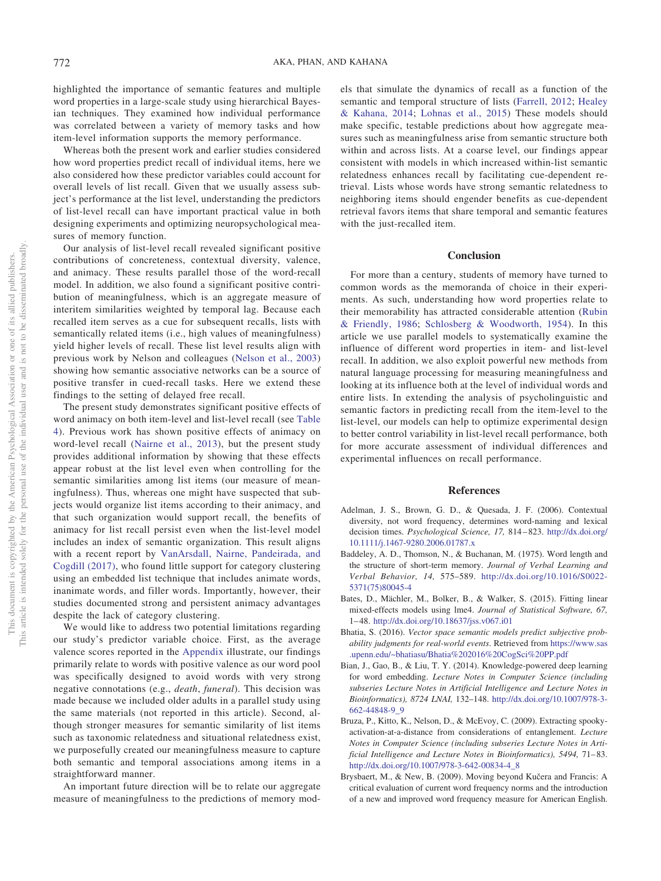highlighted the importance of semantic features and multiple word properties in a large-scale study using hierarchical Bayesian techniques. They examined how individual performance was correlated between a variety of memory tasks and how item-level information supports the memory performance.

Whereas both the present work and earlier studies considered how word properties predict recall of individual items, here we also considered how these predictor variables could account for overall levels of list recall. Given that we usually assess subject's performance at the list level, understanding the predictors of list-level recall can have important practical value in both designing experiments and optimizing neuropsychological measures of memory function.

Our analysis of list-level recall revealed significant positive contributions of concreteness, contextual diversity, valence, and animacy. These results parallel those of the word-recall model. In addition, we also found a significant positive contribution of meaningfulness, which is an aggregate measure of interitem similarities weighted by temporal lag. Because each recalled item serves as a cue for subsequent recalls, lists with semantically related items (i.e., high values of meaningfulness) yield higher levels of recall. These list level results align with previous work by Nelson and colleagues (Nelson et al., 2003) showing how semantic associative networks can be a source of positive transfer in cued-recall tasks. Here we extend these findings to the setting of delayed free recall.

The present study demonstrates significant positive effects of word animacy on both item-level and list-level recall (see Table 4). Previous work has shown positive effects of animacy on word-level recall (Nairne et al., 2013), but the present study provides additional information by showing that these effects appear robust at the list level even when controlling for the semantic similarities among list items (our measure of meaningfulness). Thus, whereas one might have suspected that subjects would organize list items according to their animacy, and that such organization would support recall, the benefits of animacy for list recall persist even when the list-level model includes an index of semantic organization. This result aligns with a recent report by VanArsdall, Nairne, Pandeirada, and Cogdill (2017), who found little support for category clustering using an embedded list technique that includes animate words, inanimate words, and filler words. Importantly, however, their studies documented strong and persistent animacy advantages despite the lack of category clustering.

We would like to address two potential limitations regarding our study's predictor variable choice. First, as the average valence scores reported in the Appendix illustrate, our findings primarily relate to words with positive valence as our word pool was specifically designed to avoid words with very strong negative connotations (e.g., *death*, *funeral*). This decision was made because we included older adults in a parallel study using the same materials (not reported in this article). Second, although stronger measures for semantic similarity of list items such as taxonomic relatedness and situational relatedness exist, we purposefully created our meaningfulness measure to capture both semantic and temporal associations among items in a straightforward manner.

An important future direction will be to relate our aggregate measure of meaningfulness to the predictions of memory models that simulate the dynamics of recall as a function of the semantic and temporal structure of lists (Farrell, 2012; Healey & Kahana, 2014; Lohnas et al., 2015) These models should make specific, testable predictions about how aggregate measures such as meaningfulness arise from semantic structure both within and across lists. At a coarse level, our findings appear consistent with models in which increased within-list semantic relatedness enhances recall by facilitating cue-dependent retrieval. Lists whose words have strong semantic relatedness to neighboring items should engender benefits as cue-dependent retrieval favors items that share temporal and semantic features with the just-recalled item.

## Conclusion

For more than a century, students of memory have turned to common words as the memoranda of choice in their experiments. As such, understanding how word properties relate to their memorability has attracted considerable attention (Rubin & Friendly, 1986; Schlosberg & Woodworth, 1954). In this article we use parallel models to systematically examine the influence of different word properties in item- and list-level recall. In addition, we also exploit powerful new methods from natural language processing for measuring meaningfulness and looking at its influence both at the level of individual words and entire lists. In extending the analysis of psycholinguistic and semantic factors in predicting recall from the item-level to the list-level, our models can help to optimize experimental design to better control variability in list-level recall performance, both for more accurate assessment of individual differences and experimental influences on recall performance.

## References

Adelman, J. S., Brown, G. D., & Quesada, J. F. (2006). Contextual diversity, not word frequency, determines word-naming and lexical decision times. *Psychological Science, 17,* 814–823. http://dx.doi.org/10.1111/j.1467-9280.2006.01787.x

Baddeley, A. D., Thomson, N., & Buchanan, M. (1975). Word length and the structure of short-term memory. *Journal of Verbal Learning and Verbal Behavior, 14,* 575–589. http://dx.doi.org/10.1016/S0022-5371(75)80045-4

Bates, D., Mächler, M., Bolker, B., & Walker, S. (2015). Fitting linear mixed-effects models using lme4. *Journal of Statistical Software, 67,* 1–48. http://dx.doi.org/10.18637/jss.v067.i01

Bhatia, S. (2016). *Vector space semantic models predict subjective probability judgments for real-world events*. Retrieved from https://www.sas.upenn.edu/~bhatiasu/Bhatia%202016%20CogSci%20PP.pdf

Bian, J., Gao, B., & Liu, T. Y. (2014). Knowledge-powered deep learning for word embedding. *Lecture Notes in Computer Science (including subseries Lecture Notes in Artificial Intelligence and Lecture Notes in Bioinformatics), 8724 LNAI,* 132–148. http://dx.doi.org/10.1007/978-3-662-44848-9_9

Bruza, P., Kitto, K., Nelson, D., & McEvoy, C. (2009). Extracting spooky-activation-at-a-distance from considerations of entanglement. *Lecture Notes in Computer Science (including subseries Lecture Notes in Artificial Intelligence and Lecture Notes in Bioinformatics), 5494,* 71–83. http://dx.doi.org/10.1007/978-3-642-00834-4_8

Brysbaert, M., & New, B. (2009). Moving beyond Kučera and Francis: A critical evaluation of current word frequency norms and the introduction of a new and improved word frequency measure for American English.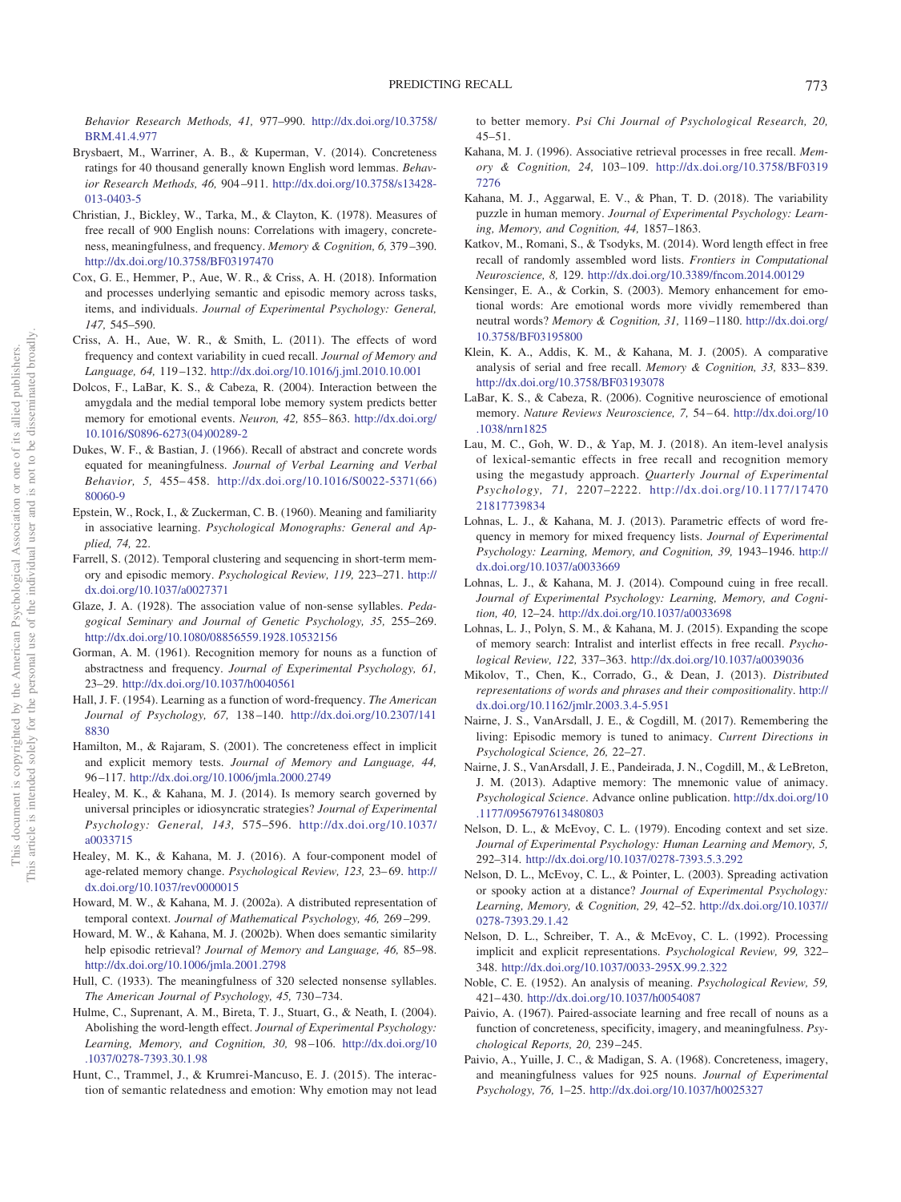*Behavior Research Methods, 41,* 977–990. http://dx.doi.org/10.3758/BRM.41.4.977

Brysbaert, M., Warriner, A. B., & Kuperman, V. (2014). Concreteness ratings for 40 thousand generally known English word lemmas. *Behavior Research Methods, 46,* 904–911. http://dx.doi.org/10.3758/s13428-013-0403-5

Christian, J., Bickley, W., Tarka, M., & Clayton, K. (1978). Measures of free recall of 900 English nouns: Correlations with imagery, concreteness, meaningfulness, and frequency. *Memory & Cognition, 6,* 379–390. http://dx.doi.org/10.3758/BF03197470

Cox, G. E., Hemmer, P., Aue, W. R., & Criss, A. H. (2018). Information and processes underlying semantic and episodic memory across tasks, items, and individuals. *Journal of Experimental Psychology: General, 147,* 545–590.

Criss, A. H., Aue, W. R., & Smith, L. (2011). The effects of word frequency and context variability in cued recall. *Journal of Memory and Language, 64,* 119–132. http://dx.doi.org/10.1016/j.jml.2010.10.001

Dolcos, F., LaBar, K. S., & Cabeza, R. (2004). Interaction between the amygdala and the medial temporal lobe memory system predicts better memory for emotional events. *Neuron, 42,* 855–863. http://dx.doi.org/10.1016/S0896-6273(04)00289-2

Dukes, W. F., & Bastian, J. (1966). Recall of abstract and concrete words equated for meaningfulness. *Journal of Verbal Learning and Verbal Behavior, 5,* 455–458. http://dx.doi.org/10.1016/S0022-5371(66)80060-9

Epstein, W., Rock, I., & Zuckerman, C. B. (1960). Meaning and familiarity in associative learning. *Psychological Monographs: General and Applied, 74,* 22.

Farrell, S. (2012). Temporal clustering and sequencing in short-term memory and episodic memory. *Psychological Review, 119,* 223–271. http://dx.doi.org/10.1037/a0027371

Glaze, J. A. (1928). The association value of non-sense syllables. *Pedagogical Seminary and Journal of Genetic Psychology, 35,* 255–269. http://dx.doi.org/10.1080/08856559.1928.10532156

Gorman, A. M. (1961). Recognition memory for nouns as a function of abstractness and frequency. *Journal of Experimental Psychology, 61,* 23–29. http://dx.doi.org/10.1037/h0040561

Hall, J. F. (1954). Learning as a function of word-frequency. *The American Journal of Psychology, 67,* 138–140. http://dx.doi.org/10.2307/1418830

Hamilton, M., & Rajaram, S. (2001). The concreteness effect in implicit and explicit memory tests. *Journal of Memory and Language, 44,* 96–117. http://dx.doi.org/10.1006/jmla.2000.2749

Healey, M. K., & Kahana, M. J. (2014). Is memory search governed by universal principles or idiosyncratic strategies? *Journal of Experimental Psychology: General, 143,* 575–596. http://dx.doi.org/10.1037/a0033715

Healey, M. K., & Kahana, M. J. (2016). A four-component model of age-related memory change. *Psychological Review, 123,* 23–69. http://dx.doi.org/10.1037/rev0000015

Howard, M. W., & Kahana, M. J. (2002a). A distributed representation of temporal context. *Journal of Mathematical Psychology, 46,* 269–299.

Howard, M. W., & Kahana, M. J. (2002b). When does semantic similarity help episodic retrieval? *Journal of Memory and Language, 46,* 85–98. http://dx.doi.org/10.1006/jmla.2001.2798

Hull, C. (1933). The meaningfulness of 320 selected nonsense syllables. *The American Journal of Psychology, 45,* 730–734.

Hulme, C., Suprenant, A. M., Bireta, T. J., Stuart, G., & Neath, I. (2004). Abolishing the word-length effect. *Journal of Experimental Psychology: Learning, Memory, and Cognition, 30,* 98–106. http://dx.doi.org/10.1037/0278-7393.30.1.98

Hunt, C., Trammel, J., & Krumrei-Mancuso, E. J. (2015). The interaction of semantic relatedness and emotion: Why emotion may not lead to better memory. *Psi Chi Journal of Psychological Research, 20,* 45–51.

Kahana, M. J. (1996). Associative retrieval processes in free recall. *Memory & Cognition, 24,* 103–109. http://dx.doi.org/10.3758/BF03197276

Kahana, M. J., Aggarwal, E. V., & Phan, T. D. (2018). The variability puzzle in human memory. *Journal of Experimental Psychology: Learning, Memory, and Cognition, 44,* 1857–1863.

Katkov, M., Romani, S., & Tsodyks, M. (2014). Word length effect in free recall of randomly assembled word lists. *Frontiers in Computational Neuroscience, 8,* 129. http://dx.doi.org/10.3389/fncom.2014.00129

Kensinger, E. A., & Corkin, S. (2003). Memory enhancement for emotional words: Are emotional words more vividly remembered than neutral words? *Memory & Cognition, 31,* 1169–1180. http://dx.doi.org/10.3758/BF03195800

Klein, K. A., Addis, K. M., & Kahana, M. J. (2005). A comparative analysis of serial and free recall. *Memory & Cognition, 33,* 833–839. http://dx.doi.org/10.3758/BF03193078

LaBar, K. S., & Cabeza, R. (2006). Cognitive neuroscience of emotional memory. *Nature Reviews Neuroscience, 7,* 54–64. http://dx.doi.org/10.1038/nrn1825

Lau, M. C., Goh, W. D., & Yap, M. J. (2018). An item-level analysis of lexical-semantic effects in free recall and recognition memory using the megastudy approach. *Quarterly Journal of Experimental Psychology, 71,* 2207–2222. http://dx.doi.org/10.1177/1747021817739834

Lohnas, L. J., & Kahana, M. J. (2013). Parametric effects of word frequency in memory for mixed frequency lists. *Journal of Experimental Psychology: Learning, Memory, and Cognition, 39,* 1943–1946. http://dx.doi.org/10.1037/a0033669

Lohnas, L. J., & Kahana, M. J. (2014). Compound cuing in free recall. *Journal of Experimental Psychology: Learning, Memory, and Cognition, 40,* 12–24. http://dx.doi.org/10.1037/a0033698

Lohnas, L. J., Polyn, S. M., & Kahana, M. J. (2015). Expanding the scope of memory search: Intralist and interlist effects in free recall. *Psychological Review, 122,* 337–363. http://dx.doi.org/10.1037/a0039036

Mikolov, T., Chen, K., Corrado, G., & Dean, J. (2013). *Distributed representations of words and phrases and their compositionality*. http://dx.doi.org/10.1162/jmlr.2003.3.4-5.951

Nairne, J. S., VanArsdall, J. E., & Cogdill, M. (2017). Remembering the living: Episodic memory is tuned to animacy. *Current Directions in Psychological Science, 26,* 22–27.

Nairne, J. S., VanArsdall, J. E., Pandeirada, J. N., Cogdill, M., & LeBreton, J. M. (2013). Adaptive memory: The mnemonic value of animacy. *Psychological Science*. Advance online publication. http://dx.doi.org/10.1177/0956797613480803

Nelson, D. L., & McEvoy, C. L. (1979). Encoding context and set size. *Journal of Experimental Psychology: Human Learning and Memory, 5,* 292–314. http://dx.doi.org/10.1037/0278-7393.5.3.292

Nelson, D. L., McEvoy, C. L., & Pointer, L. (2003). Spreading activation or spooky action at a distance? *Journal of Experimental Psychology: Learning, Memory, & Cognition, 29,* 42–52. http://dx.doi.org/10.1037//0278-7393.29.1.42

Nelson, D. L., Schreiber, T. A., & McEvoy, C. L. (1992). Processing implicit and explicit representations. *Psychological Review, 99,* 322–348. http://dx.doi.org/10.1037/0033-295X.99.2.322

Noble, C. E. (1952). An analysis of meaning. *Psychological Review, 59,* 421–430. http://dx.doi.org/10.1037/h0054087

Paivio, A. (1967). Paired-associate learning and free recall of nouns as a function of concreteness, specificity, imagery, and meaningfulness. *Psychological Reports, 20,* 239–245.

Paivio, A., Yuille, J. C., & Madigan, S. A. (1968). Concreteness, imagery, and meaningfulness values for 925 nouns. *Journal of Experimental Psychology, 76,* 1–25. http://dx.doi.org/10.1037/h0025327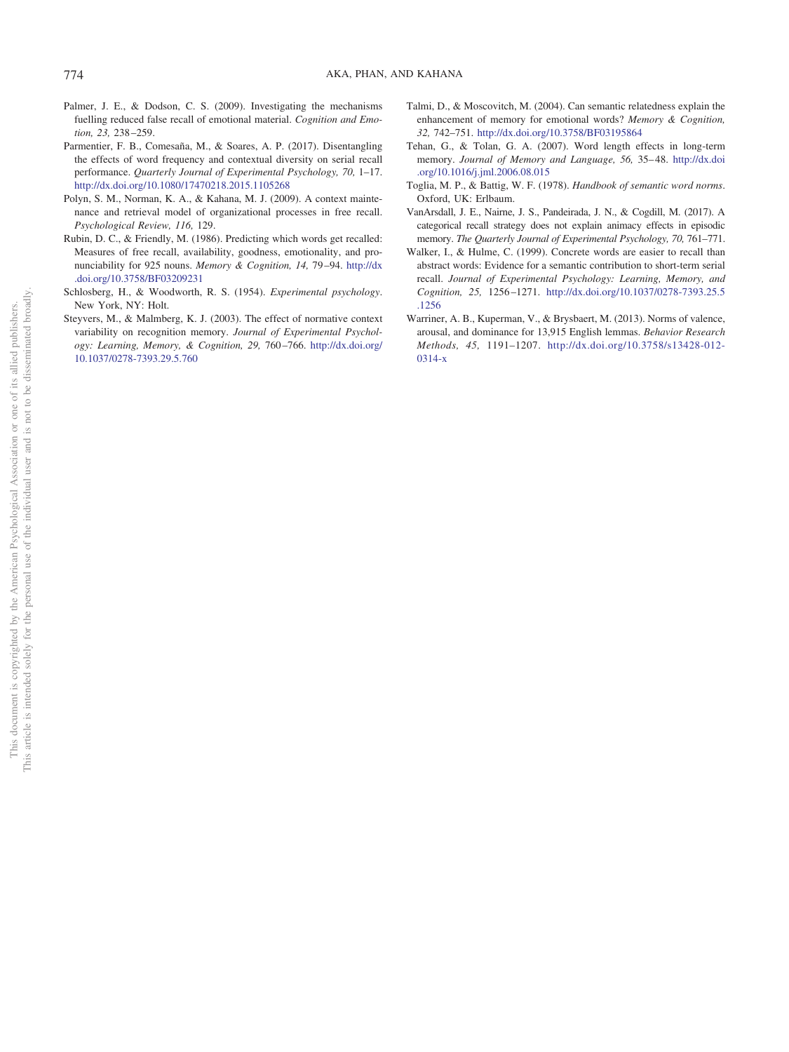Palmer, J. E., & Dodson, C. S. (2009). Investigating the mechanisms fuelling reduced false recall of emotional material. *Cognition and Emotion, 23,* 238–259.

Parmentier, F. B., Comesaña, M., & Soares, A. P. (2017). Disentangling the effects of word frequency and contextual diversity on serial recall performance. *Quarterly Journal of Experimental Psychology, 70,* 1–17. http://dx.doi.org/10.1080/17470218.2015.1105268

Polyn, S. M., Norman, K. A., & Kahana, M. J. (2009). A context maintenance and retrieval model of organizational processes in free recall. *Psychological Review, 116,* 129.

Rubin, D. C., & Friendly, M. (1986). Predicting which words get recalled: Measures of free recall, availability, goodness, emotionality, and pronunciability for 925 nouns. *Memory & Cognition, 14,* 79–94. http://dx.doi.org/10.3758/BF03209231

Schlosberg, H., & Woodworth, R. S. (1954). *Experimental psychology*. New York, NY: Holt.

Steyvers, M., & Malmberg, K. J. (2003). The effect of normative context variability on recognition memory. *Journal of Experimental Psychology: Learning, Memory, & Cognition, 29,* 760–766. http://dx.doi.org/10.1037/0278-7393.29.5.760

Talmi, D., & Moscovitch, M. (2004). Can semantic relatedness explain the enhancement of memory for emotional words? *Memory & Cognition, 32,* 742–751. http://dx.doi.org/10.3758/BF03195864

Tehan, G., & Tolan, G. A. (2007). Word length effects in long-term memory. *Journal of Memory and Language, 56,* 35–48. http://dx.doi.org/10.1016/j.jml.2006.08.015

Toglia, M. P., & Battig, W. F. (1978). *Handbook of semantic word norms*. Oxford, UK: Erlbaum.

VanArsdall, J. E., Nairne, J. S., Pandeirada, J. N., & Cogdill, M. (2017). A categorical recall strategy does not explain animacy effects in episodic memory. *The Quarterly Journal of Experimental Psychology, 70,* 761–771.

Walker, I., & Hulme, C. (1999). Concrete words are easier to recall than abstract words: Evidence for a semantic contribution to short-term serial recall. *Journal of Experimental Psychology: Learning, Memory, and Cognition, 25,* 1256–1271. http://dx.doi.org/10.1037/0278-7393.25.5.1256

Warriner, A. B., Kuperman, V., & Brysbaert, M. (2013). Norms of valence, arousal, and dominance for 13,915 English lemmas. *Behavior Research Methods, 45,* 1191–1207. http://dx.doi.org/10.3758/s13428-012-0314-x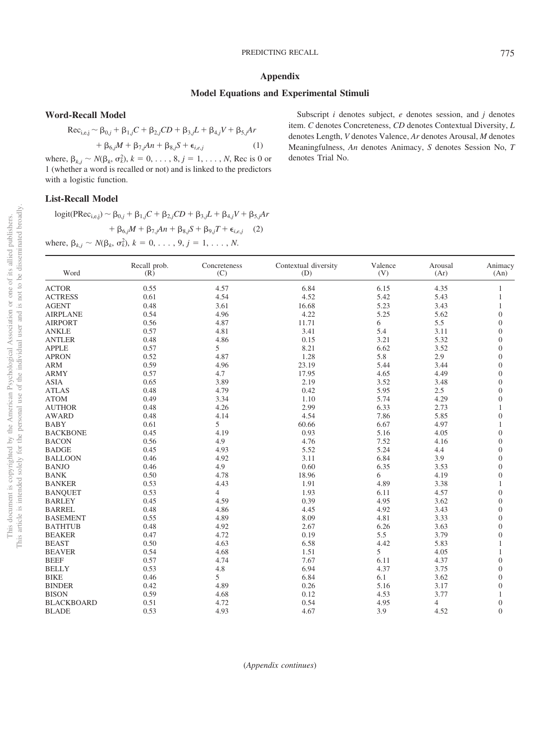# Appendix

## Model Equations and Experimental Stimuli

### Word-Recall Model

$$\text{Rec}_{i,e,j} \sim \beta_{0,j} + \beta_{1,j}C + \beta_{2,j}CD + \beta_{3,j}L + \beta_{4,j}V + \beta_{5,j}Ar + \beta_{6,j}M + \beta_{7,j}An + \beta_{8,j}S + \epsilon_{i,e,j} \quad (1)$$

where, $\beta_{k,j} \sim N(\beta_k, \sigma_k^2)$, $k = 0, \ldots, 8$, $j = 1, \ldots, N$, Rec is 0 or 1 (whether a word is recalled or not) and is linked to the predictors with a logistic function.

### List-Recall Model

$$\text{logit}(\text{PRec}_{i,e,j}) \sim \beta_{0,j} + \beta_{1,j}C + \beta_{2,j}CD + \beta_{3,j}L + \beta_{4,j}V + \beta_{5,j}Ar + \beta_{6,j}M + \beta_{7,j}An + \beta_{8,j}S + \beta_{9,j}T + \epsilon_{i,e,j} \quad (2)$$

where, $\beta_{k,j} \sim N(\beta_k, \sigma_k^2)$, $k = 0, \ldots, 9$, $j = 1, \ldots, N$.

Subscript $i$ denotes subject, $e$ denotes session, and $j$ denotes item. $C$ denotes Concreteness, $CD$ denotes Contextual Diversity, $L$ denotes Length, $V$ denotes Valence, $Ar$ denotes Arousal, $M$ denotes Meaningfulness, $An$ denotes Animacy, $S$ denotes Session No, $T$ denotes Trial No.

| Word | Recall prob. (R) | Concreteness (C) | Contextual diversity (D) | Valence (V) | Arousal (Ar) | Animacy (An) |
|---|---|---|---|---|---|---|
| ACTOR | 0.55 | 4.57 | 6.84 | 6.15 | 4.35 | 1 |
| ACTRESS | 0.61 | 4.54 | 4.52 | 5.42 | 5.43 | 1 |
| AGENT | 0.48 | 3.61 | 16.68 | 5.23 | 3.43 | 1 |
| AIRPLANE | 0.54 | 4.96 | 4.22 | 5.25 | 5.62 | 0 |
| AIRPORT | 0.56 | 4.87 | 11.71 | 6 | 5.5 | 0 |
| ANKLE | 0.57 | 4.81 | 3.41 | 5.4 | 3.11 | 0 |
| ANTLER | 0.48 | 4.86 | 0.15 | 3.21 | 5.32 | 0 |
| APPLE | 0.57 | 5 | 8.21 | 6.62 | 3.52 | 0 |
| APRON | 0.52 | 4.87 | 1.28 | 5.8 | 2.9 | 0 |
| ARM | 0.59 | 4.96 | 23.19 | 5.44 | 3.44 | 0 |
| ARMY | 0.57 | 4.7 | 17.95 | 4.65 | 4.49 | 0 |
| ASIA | 0.65 | 3.89 | 2.19 | 3.52 | 3.48 | 0 |
| ATLAS | 0.48 | 4.79 | 0.42 | 5.95 | 2.5 | 0 |
| ATOM | 0.49 | 3.34 | 1.10 | 5.74 | 4.29 | 0 |
| AUTHOR | 0.48 | 4.26 | 2.99 | 6.33 | 2.73 | 1 |
| AWARD | 0.48 | 4.14 | 4.54 | 7.86 | 5.85 | 0 |
| BABY | 0.61 | 5 | 60.66 | 6.67 | 4.97 | 1 |
| BACKBONE | 0.45 | 4.19 | 0.93 | 5.16 | 4.05 | 0 |
| BACON | 0.56 | 4.9 | 4.76 | 7.52 | 4.16 | 0 |
| BADGE | 0.45 | 4.93 | 5.52 | 5.24 | 4.4 | 0 |
| BALLOON | 0.46 | 4.92 | 3.11 | 6.84 | 3.9 | 0 |
| BANJO | 0.46 | 4.9 | 0.60 | 6.35 | 3.53 | 0 |
| BANK | 0.50 | 4.78 | 18.96 | 6 | 4.19 | 0 |
| BANKER | 0.53 | 4.43 | 1.91 | 4.89 | 3.38 | 1 |
| BANQUET | 0.53 | 4 | 1.93 | 6.11 | 4.57 | 0 |
| BARLEY | 0.45 | 4.59 | 0.39 | 4.95 | 3.62 | 0 |
| BARREL | 0.48 | 4.86 | 4.45 | 4.92 | 3.43 | 0 |
| BASEMENT | 0.55 | 4.89 | 8.09 | 4.81 | 3.33 | 0 |
| BATHTUB | 0.48 | 4.92 | 2.67 | 6.26 | 3.63 | 0 |
| BEAKER | 0.47 | 4.72 | 0.19 | 5.5 | 3.79 | 0 |
| BEAST | 0.50 | 4.63 | 6.58 | 4.42 | 5.83 | 1 |
| BEAVER | 0.54 | 4.68 | 1.51 | 5 | 4.05 | 1 |
| BEEF | 0.57 | 4.74 | 7.67 | 6.11 | 4.37 | 0 |
| BELLY | 0.53 | 4.8 | 6.94 | 4.37 | 3.75 | 0 |
| BIKE | 0.46 | 5 | 6.84 | 6.1 | 3.62 | 0 |
| BINDER | 0.42 | 4.89 | 0.26 | 5.16 | 3.17 | 0 |
| BISON | 0.59 | 4.68 | 0.12 | 4.53 | 3.77 | 1 |
| BLACKBOARD | 0.51 | 4.72 | 0.54 | 4.95 | 4 | 0 |
| BLADE | 0.53 | 4.93 | 4.67 | 3.9 | 4.52 | 0 |

(*Appendix continues*)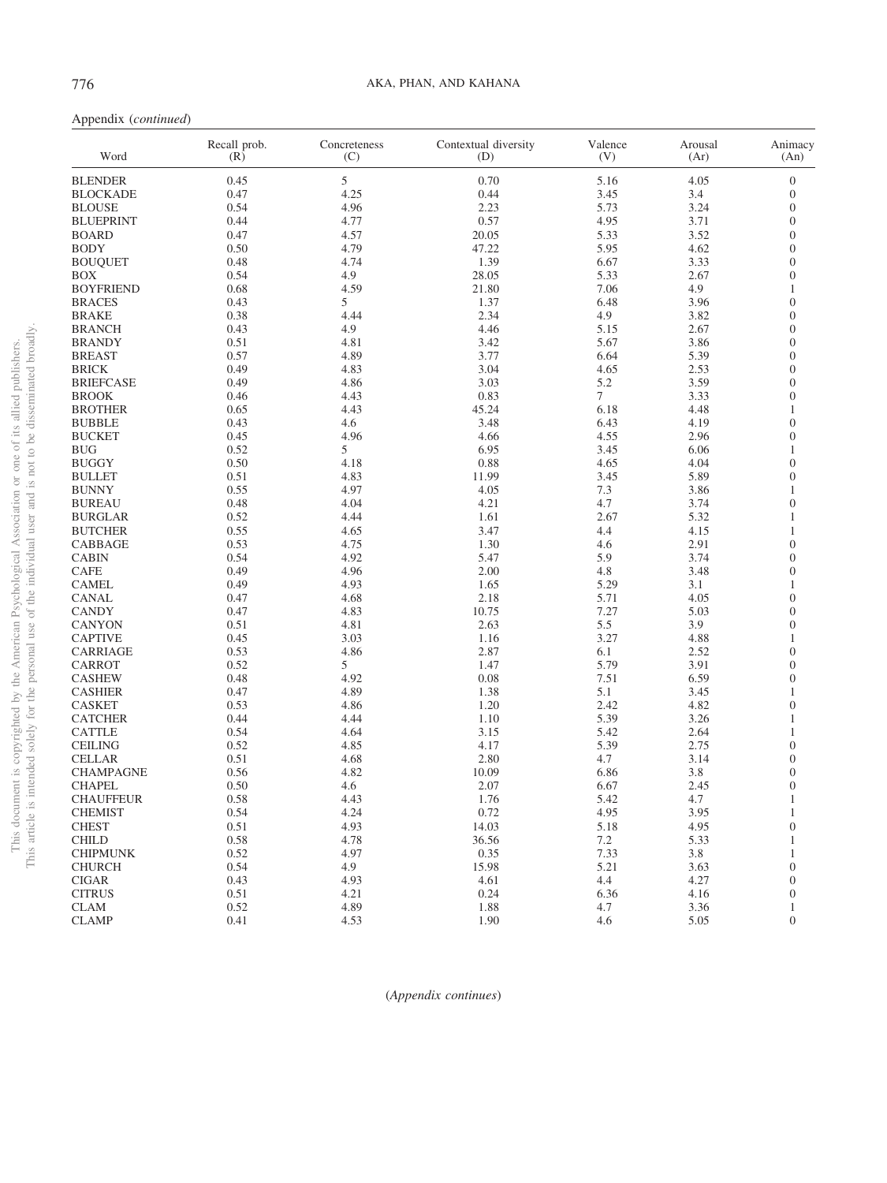Appendix (*continued*)

| Word | Recall prob. (R) | Concreteness (C) | Contextual diversity (D) | Valence (V) | Arousal (Ar) | Animacy (An) |
|---|---|---|---|---|---|---|
| BLENDER | 0.45 | 5 | 0.70 | 5.16 | 4.05 | 0 |
| BLOCKADE | 0.47 | 4.25 | 0.44 | 3.45 | 3.4 | 0 |
| BLOUSE | 0.54 | 4.96 | 2.23 | 5.73 | 3.24 | 0 |
| BLUEPRINT | 0.44 | 4.77 | 0.57 | 4.95 | 3.71 | 0 |
| BOARD | 0.47 | 4.57 | 20.05 | 5.33 | 3.52 | 0 |
| BODY | 0.50 | 4.79 | 47.22 | 5.95 | 4.62 | 0 |
| BOUQUET | 0.48 | 4.74 | 1.39 | 6.67 | 3.33 | 0 |
| BOX | 0.54 | 4.9 | 28.05 | 5.33 | 2.67 | 0 |
| BOYFRIEND | 0.68 | 4.59 | 21.80 | 7.06 | 4.9 | 1 |
| BRACES | 0.43 | 5 | 1.37 | 6.48 | 3.96 | 0 |
| BRAKE | 0.38 | 4.44 | 2.34 | 4.9 | 3.82 | 0 |
| BRANCH | 0.43 | 4.9 | 4.46 | 5.15 | 2.67 | 0 |
| BRANDY | 0.51 | 4.81 | 3.42 | 5.67 | 3.86 | 0 |
| BREAST | 0.57 | 4.89 | 3.77 | 6.64 | 5.39 | 0 |
| BRICK | 0.49 | 4.83 | 3.04 | 4.65 | 2.53 | 0 |
| BRIEFCASE | 0.49 | 4.86 | 3.03 | 5.2 | 3.59 | 0 |
| BROOK | 0.46 | 4.43 | 0.83 | 7 | 3.33 | 0 |
| BROTHER | 0.65 | 4.43 | 45.24 | 6.18 | 4.48 | 1 |
| BUBBLE | 0.43 | 4.6 | 3.48 | 6.43 | 4.19 | 0 |
| BUCKET | 0.45 | 4.96 | 4.66 | 4.55 | 2.96 | 0 |
| BUG | 0.52 | 5 | 6.95 | 3.45 | 6.06 | 1 |
| BUGGY | 0.50 | 4.18 | 0.88 | 4.65 | 4.04 | 0 |
| BULLET | 0.51 | 4.83 | 11.99 | 3.45 | 5.89 | 0 |
| BUNNY | 0.55 | 4.97 | 4.05 | 7.3 | 3.86 | 1 |
| BUREAU | 0.48 | 4.04 | 4.21 | 4.7 | 3.74 | 0 |
| BURGLAR | 0.52 | 4.44 | 1.61 | 2.67 | 5.32 | 1 |
| BUTCHER | 0.55 | 4.65 | 3.47 | 4.4 | 4.15 | 1 |
| CABBAGE | 0.53 | 4.75 | 1.30 | 4.6 | 2.91 | 0 |
| CABIN | 0.54 | 4.92 | 5.47 | 5.9 | 3.74 | 0 |
| CAFE | 0.49 | 4.96 | 2.00 | 4.8 | 3.48 | 0 |
| CAMEL | 0.49 | 4.93 | 1.65 | 5.29 | 3.1 | 1 |
| CANAL | 0.47 | 4.68 | 2.18 | 5.71 | 4.05 | 0 |
| CANDY | 0.47 | 4.83 | 10.75 | 7.27 | 5.03 | 0 |
| CANYON | 0.51 | 4.81 | 2.63 | 5.5 | 3.9 | 0 |
| CAPTIVE | 0.45 | 3.03 | 1.16 | 3.27 | 4.88 | 1 |
| CARRIAGE | 0.53 | 4.86 | 2.87 | 6.1 | 2.52 | 0 |
| CARROT | 0.52 | 5 | 1.47 | 5.79 | 3.91 | 0 |
| CASHEW | 0.48 | 4.92 | 0.08 | 7.51 | 6.59 | 0 |
| CASHIER | 0.47 | 4.89 | 1.38 | 5.1 | 3.45 | 1 |
| CASKET | 0.53 | 4.86 | 1.20 | 2.42 | 4.82 | 0 |
| CATCHER | 0.44 | 4.44 | 1.10 | 5.39 | 3.26 | 1 |
| CATTLE | 0.54 | 4.64 | 3.15 | 5.42 | 2.64 | 1 |
| CEILING | 0.52 | 4.85 | 4.17 | 5.39 | 2.75 | 0 |
| CELLAR | 0.51 | 4.68 | 2.80 | 4.7 | 3.14 | 0 |
| CHAMPAGNE | 0.56 | 4.82 | 10.09 | 6.86 | 3.8 | 0 |
| CHAPEL | 0.50 | 4.6 | 2.07 | 6.67 | 2.45 | 0 |
| CHAUFFEUR | 0.58 | 4.43 | 1.76 | 5.42 | 4.7 | 1 |
| CHEMIST | 0.54 | 4.24 | 0.72 | 4.95 | 3.95 | 1 |
| CHEST | 0.51 | 4.93 | 14.03 | 5.18 | 4.95 | 0 |
| CHILD | 0.58 | 4.78 | 36.56 | 7.2 | 5.33 | 1 |
| CHIPMUNK | 0.52 | 4.97 | 0.35 | 7.33 | 3.8 | 1 |
| CHURCH | 0.54 | 4.9 | 15.98 | 5.21 | 3.63 | 0 |
| CIGAR | 0.43 | 4.93 | 4.61 | 4.4 | 4.27 | 0 |
| CITRUS | 0.51 | 4.21 | 0.24 | 6.36 | 4.16 | 0 |
| CLAM | 0.52 | 4.89 | 1.88 | 4.7 | 3.36 | 1 |
| CLAMP | 0.41 | 4.53 | 1.90 | 4.6 | 5.05 | 0 |

(*Appendix continues*)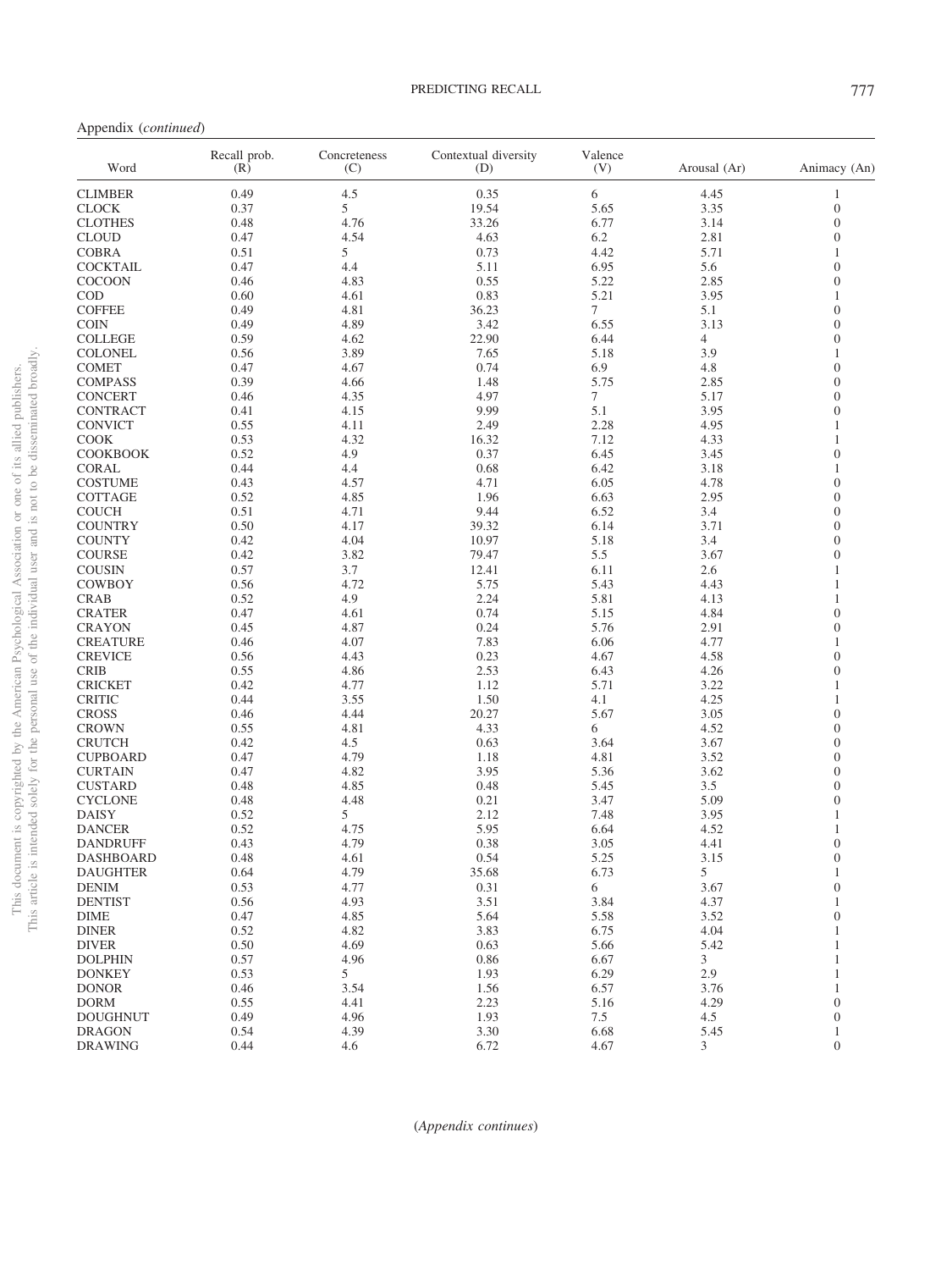Appendix (*continued*)

| Word | Recall prob. (R) | Concreteness (C) | Contextual diversity (D) | Valence (V) | Arousal (Ar) | Animacy (An) |
|---|---|---|---|---|---|---|
| CLIMBER | 0.49 | 4.5 | 0.35 | 6 | 4.45 | 1 |
| CLOCK | 0.37 | 5 | 19.54 | 5.65 | 3.35 | 0 |
| CLOTHES | 0.48 | 4.76 | 33.26 | 6.77 | 3.14 | 0 |
| CLOUD | 0.47 | 4.54 | 4.63 | 6.2 | 2.81 | 0 |
| COBRA | 0.51 | 5 | 0.73 | 4.42 | 5.71 | 1 |
| COCKTAIL | 0.47 | 4.4 | 5.11 | 6.95 | 5.6 | 0 |
| COCOON | 0.46 | 4.83 | 0.55 | 5.22 | 2.85 | 0 |
| COD | 0.60 | 4.61 | 0.83 | 5.21 | 3.95 | 1 |
| COFFEE | 0.49 | 4.81 | 36.23 | 7 | 5.1 | 0 |
| COIN | 0.49 | 4.89 | 3.42 | 6.55 | 3.13 | 0 |
| COLLEGE | 0.59 | 4.62 | 22.90 | 6.44 | 4 | 0 |
| COLONEL | 0.56 | 3.89 | 7.65 | 5.18 | 3.9 | 1 |
| COMET | 0.47 | 4.67 | 0.74 | 6.9 | 4.8 | 0 |
| COMPASS | 0.39 | 4.66 | 1.48 | 5.75 | 2.85 | 0 |
| CONCERT | 0.46 | 4.35 | 4.97 | 7 | 5.17 | 0 |
| CONTRACT | 0.41 | 4.15 | 9.99 | 5.1 | 3.95 | 0 |
| CONVICT | 0.55 | 4.11 | 2.49 | 2.28 | 4.95 | 1 |
| COOK | 0.53 | 4.32 | 16.32 | 7.12 | 4.33 | 1 |
| COOKBOOK | 0.52 | 4.9 | 0.37 | 6.45 | 3.45 | 0 |
| CORAL | 0.44 | 4.4 | 0.68 | 6.42 | 3.18 | 1 |
| COSTUME | 0.43 | 4.57 | 4.71 | 6.05 | 4.78 | 0 |
| COTTAGE | 0.52 | 4.85 | 1.96 | 6.63 | 2.95 | 0 |
| COUCH | 0.51 | 4.71 | 9.44 | 6.52 | 3.4 | 0 |
| COUNTRY | 0.50 | 4.17 | 39.32 | 6.14 | 3.71 | 0 |
| COUNTY | 0.42 | 4.04 | 10.97 | 5.18 | 3.4 | 0 |
| COURSE | 0.42 | 3.82 | 79.47 | 5.5 | 3.67 | 0 |
| COUSIN | 0.57 | 3.7 | 12.41 | 6.11 | 2.6 | 1 |
| COWBOY | 0.56 | 4.72 | 5.75 | 5.43 | 4.43 | 1 |
| CRAB | 0.52 | 4.9 | 2.24 | 5.81 | 4.13 | 1 |
| CRATER | 0.47 | 4.61 | 0.74 | 5.15 | 4.84 | 0 |
| CRAYON | 0.45 | 4.87 | 0.24 | 5.76 | 2.91 | 0 |
| CREATURE | 0.46 | 4.07 | 7.83 | 6.06 | 4.77 | 1 |
| CREVICE | 0.56 | 4.43 | 0.23 | 4.67 | 4.58 | 0 |
| CRIB | 0.55 | 4.86 | 2.53 | 6.43 | 4.26 | 0 |
| CRICKET | 0.42 | 4.77 | 1.12 | 5.71 | 3.22 | 1 |
| CRITIC | 0.44 | 3.55 | 1.50 | 4.1 | 4.25 | 1 |
| CROSS | 0.46 | 4.44 | 20.27 | 5.67 | 3.05 | 0 |
| CROWN | 0.55 | 4.81 | 4.33 | 6 | 4.52 | 0 |
| CRUTCH | 0.42 | 4.5 | 0.63 | 3.64 | 3.67 | 0 |
| CUPBOARD | 0.47 | 4.79 | 1.18 | 4.81 | 3.52 | 0 |
| CURTAIN | 0.47 | 4.82 | 3.95 | 5.36 | 3.62 | 0 |
| CUSTARD | 0.48 | 4.85 | 0.48 | 5.45 | 3.5 | 0 |
| CYCLONE | 0.48 | 4.48 | 0.21 | 3.47 | 5.09 | 0 |
| DAISY | 0.52 | 5 | 2.12 | 7.48 | 3.95 | 1 |
| DANCER | 0.52 | 4.75 | 5.95 | 6.64 | 4.52 | 1 |
| DANDRUFF | 0.43 | 4.79 | 0.38 | 3.05 | 4.41 | 0 |
| DASHBOARD | 0.48 | 4.61 | 0.54 | 5.25 | 3.15 | 0 |
| DAUGHTER | 0.64 | 4.79 | 35.68 | 6.73 | 5 | 1 |
| DENIM | 0.53 | 4.77 | 0.31 | 6 | 3.67 | 0 |
| DENTIST | 0.56 | 4.93 | 3.51 | 3.84 | 4.37 | 1 |
| DIME | 0.47 | 4.85 | 5.64 | 5.58 | 3.52 | 0 |
| DINER | 0.52 | 4.82 | 3.83 | 6.75 | 4.04 | 1 |
| DIVER | 0.50 | 4.69 | 0.63 | 5.66 | 5.42 | 1 |
| DOLPHIN | 0.57 | 4.96 | 0.86 | 6.67 | 3 | 1 |
| DONKEY | 0.53 | 5 | 1.93 | 6.29 | 2.9 | 1 |
| DONOR | 0.46 | 3.54 | 1.56 | 6.57 | 3.76 | 1 |
| DORM | 0.55 | 4.41 | 2.23 | 5.16 | 4.29 | 0 |
| DOUGHNUT | 0.49 | 4.96 | 1.93 | 7.5 | 4.5 | 0 |
| DRAGON | 0.54 | 4.39 | 3.30 | 6.68 | 5.45 | 1 |
| DRAWING | 0.44 | 4.6 | 6.72 | 4.67 | 3 | 0 |

(*Appendix continues*)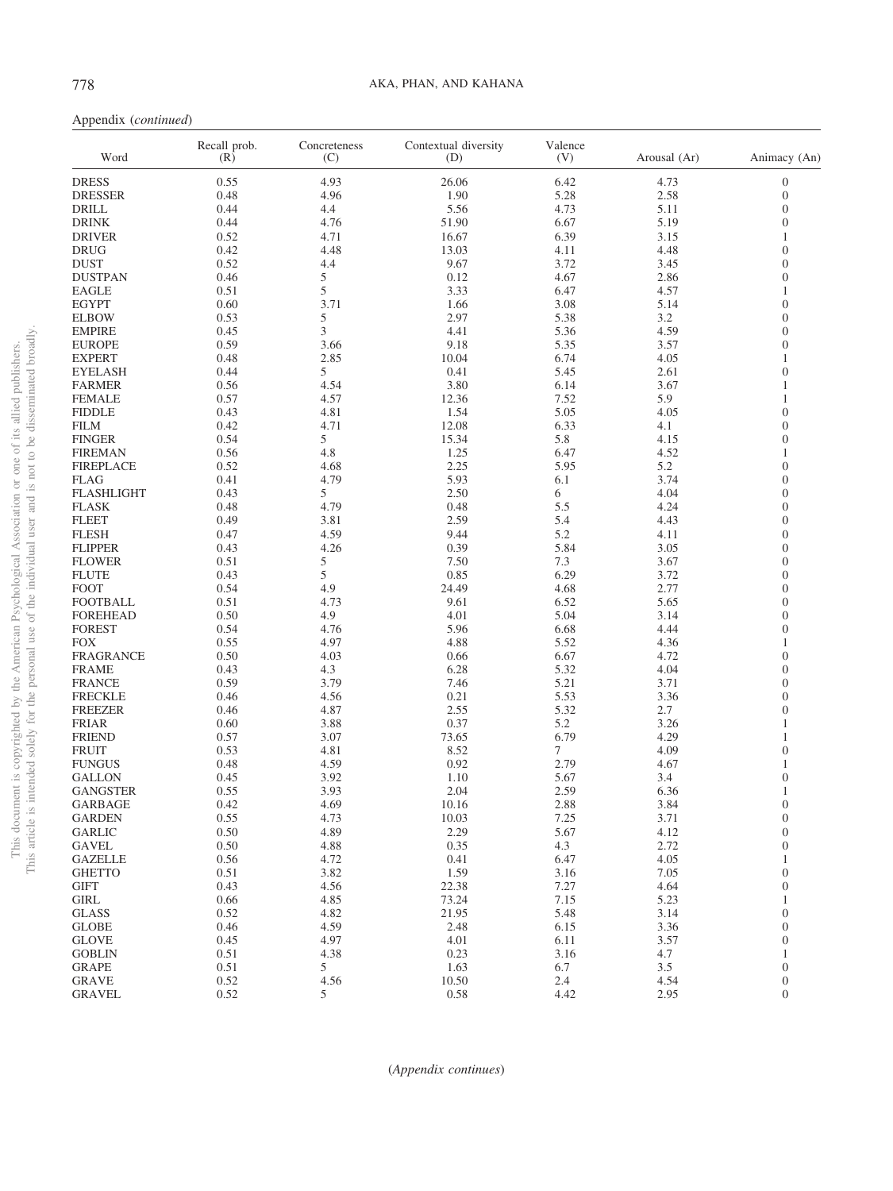Appendix (*continued*)

| Word | Recall prob. (R) | Concreteness (C) | Contextual diversity (D) | Valence (V) | Arousal (Ar) | Animacy (An) |
|---|---|---|---|---|---|---|
| DRESS | 0.55 | 4.93 | 26.06 | 6.42 | 4.73 | 0 |
| DRESSER | 0.48 | 4.96 | 1.90 | 5.28 | 2.58 | 0 |
| DRILL | 0.44 | 4.4 | 5.56 | 4.73 | 5.11 | 0 |
| DRINK | 0.44 | 4.76 | 51.90 | 6.67 | 5.19 | 0 |
| DRIVER | 0.52 | 4.71 | 16.67 | 6.39 | 3.15 | 1 |
| DRUG | 0.42 | 4.48 | 13.03 | 4.11 | 4.48 | 0 |
| DUST | 0.52 | 4.4 | 9.67 | 3.72 | 3.45 | 0 |
| DUSTPAN | 0.46 | 5 | 0.12 | 4.67 | 2.86 | 0 |
| EAGLE | 0.51 | 5 | 3.33 | 6.47 | 4.57 | 1 |
| EGYPT | 0.60 | 3.71 | 1.66 | 3.08 | 5.14 | 0 |
| ELBOW | 0.53 | 5 | 2.97 | 5.38 | 3.2 | 0 |
| EMPIRE | 0.45 | 3 | 4.41 | 5.36 | 4.59 | 0 |
| EUROPE | 0.59 | 3.66 | 9.18 | 5.35 | 3.57 | 0 |
| EXPERT | 0.48 | 2.85 | 10.04 | 6.74 | 4.05 | 1 |
| EYELASH | 0.44 | 5 | 0.41 | 5.45 | 2.61 | 0 |
| FARMER | 0.56 | 4.54 | 3.80 | 6.14 | 3.67 | 1 |
| FEMALE | 0.57 | 4.57 | 12.36 | 7.52 | 5.9 | 1 |
| FIDDLE | 0.43 | 4.81 | 1.54 | 5.05 | 4.05 | 0 |
| FILM | 0.42 | 4.71 | 12.08 | 6.33 | 4.1 | 0 |
| FINGER | 0.54 | 5 | 15.34 | 5.8 | 4.15 | 0 |
| FIREMAN | 0.56 | 4.8 | 1.25 | 6.47 | 4.52 | 1 |
| FIREPLACE | 0.52 | 4.68 | 2.25 | 5.95 | 5.2 | 0 |
| FLAG | 0.41 | 4.79 | 5.93 | 6.1 | 3.74 | 0 |
| FLASHLIGHT | 0.43 | 5 | 2.50 | 6 | 4.04 | 0 |
| FLASK | 0.48 | 4.79 | 0.48 | 5.5 | 4.24 | 0 |
| FLEET | 0.49 | 3.81 | 2.59 | 5.4 | 4.43 | 0 |
| FLESH | 0.47 | 4.59 | 9.44 | 5.2 | 4.11 | 0 |
| FLIPPER | 0.43 | 4.26 | 0.39 | 5.84 | 3.05 | 0 |
| FLOWER | 0.51 | 5 | 7.50 | 7.3 | 3.67 | 0 |
| FLUTE | 0.43 | 5 | 0.85 | 6.29 | 3.72 | 0 |
| FOOT | 0.54 | 4.9 | 24.49 | 4.68 | 2.77 | 0 |
| FOOTBALL | 0.51 | 4.73 | 9.61 | 6.52 | 5.65 | 0 |
| FOREHEAD | 0.50 | 4.9 | 4.01 | 5.04 | 3.14 | 0 |
| FOREST | 0.54 | 4.76 | 5.96 | 6.68 | 4.44 | 0 |
| FOX | 0.55 | 4.97 | 4.88 | 5.52 | 4.36 | 1 |
| FRAGRANCE | 0.50 | 4.03 | 0.66 | 6.67 | 4.72 | 0 |
| FRAME | 0.43 | 4.3 | 6.28 | 5.32 | 4.04 | 0 |
| FRANCE | 0.59 | 3.79 | 7.46 | 5.21 | 3.71 | 0 |
| FRECKLE | 0.46 | 4.56 | 0.21 | 5.53 | 3.36 | 0 |
| FREEZER | 0.46 | 4.87 | 2.55 | 5.32 | 2.7 | 0 |
| FRIAR | 0.60 | 3.88 | 0.37 | 5.2 | 3.26 | 1 |
| FRIEND | 0.57 | 3.07 | 73.65 | 6.79 | 4.29 | 1 |
| FRUIT | 0.53 | 4.81 | 8.52 | 7 | 4.09 | 0 |
| FUNGUS | 0.48 | 4.59 | 0.92 | 2.79 | 4.67 | 1 |
| GALLON | 0.45 | 3.92 | 1.10 | 5.67 | 3.4 | 0 |
| GANGSTER | 0.55 | 3.93 | 2.04 | 2.59 | 6.36 | 1 |
| GARBAGE | 0.42 | 4.69 | 10.16 | 2.88 | 3.84 | 0 |
| GARDEN | 0.55 | 4.73 | 10.03 | 7.25 | 3.71 | 0 |
| GARLIC | 0.50 | 4.89 | 2.29 | 5.67 | 4.12 | 0 |
| GAVEL | 0.50 | 4.88 | 0.35 | 4.3 | 2.72 | 0 |
| GAZELLE | 0.56 | 4.72 | 0.41 | 6.47 | 4.05 | 1 |
| GHETTO | 0.51 | 3.82 | 1.59 | 3.16 | 7.05 | 0 |
| GIFT | 0.43 | 4.56 | 22.38 | 7.27 | 4.64 | 0 |
| GIRL | 0.66 | 4.85 | 73.24 | 7.15 | 5.23 | 1 |
| GLASS | 0.52 | 4.82 | 21.95 | 5.48 | 3.14 | 0 |
| GLOBE | 0.46 | 4.59 | 2.48 | 6.15 | 3.36 | 0 |
| GLOVE | 0.45 | 4.97 | 4.01 | 6.11 | 3.57 | 0 |
| GOBLIN | 0.51 | 4.38 | 0.23 | 3.16 | 4.7 | 1 |
| GRAPE | 0.51 | 5 | 1.63 | 6.7 | 3.5 | 0 |
| GRAVE | 0.52 | 4.56 | 10.50 | 2.4 | 4.54 | 0 |
| GRAVEL | 0.52 | 5 | 0.58 | 4.42 | 2.95 | 0 |

(*Appendix continues*)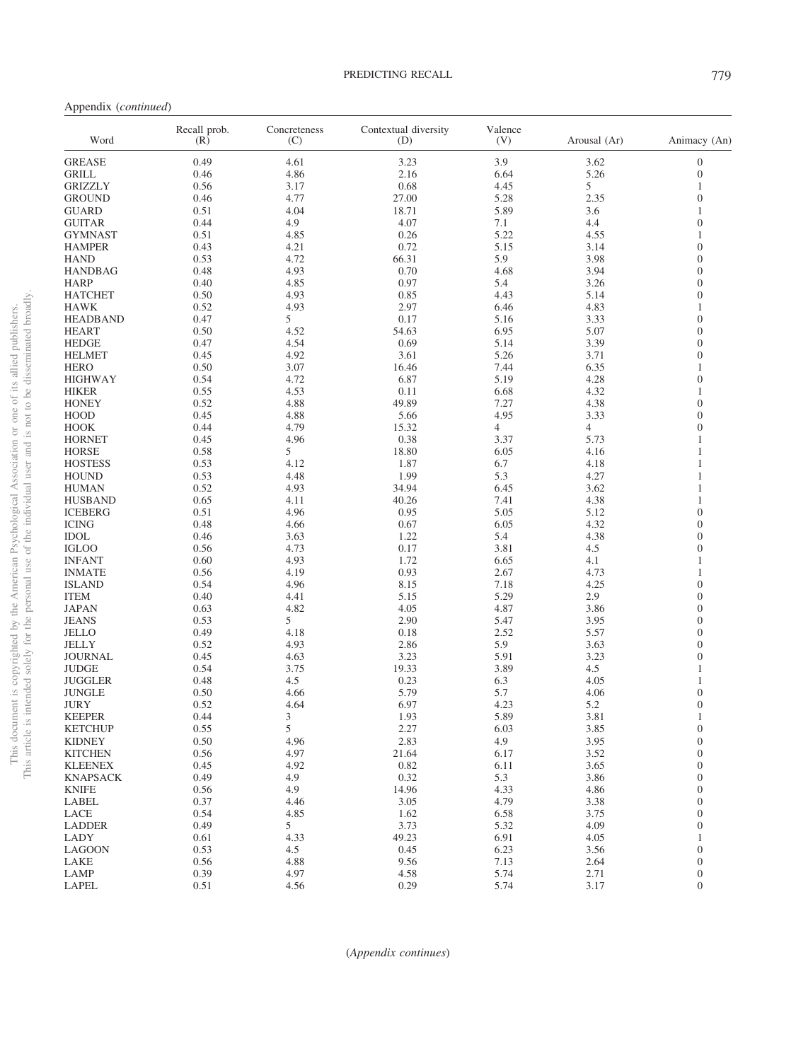Appendix (*continued*)

| Word | Recall prob. (R) | Concreteness (C) | Contextual diversity (D) | Valence (V) | Arousal (Ar) | Animacy (An) |
|---|---|---|---|---|---|---|
| GREASE | 0.49 | 4.61 | 3.23 | 3.9 | 3.62 | 0 |
| GRILL | 0.46 | 4.86 | 2.16 | 6.64 | 5.26 | 0 |
| GRIZZLY | 0.56 | 3.17 | 0.68 | 4.45 | 5 | 1 |
| GROUND | 0.46 | 4.77 | 27.00 | 5.28 | 2.35 | 0 |
| GUARD | 0.51 | 4.04 | 18.71 | 5.89 | 3.6 | 1 |
| GUITAR | 0.44 | 4.9 | 4.07 | 7.1 | 4.4 | 0 |
| GYMNAST | 0.51 | 4.85 | 0.26 | 5.22 | 4.55 | 1 |
| HAMPER | 0.43 | 4.21 | 0.72 | 5.15 | 3.14 | 0 |
| HAND | 0.53 | 4.72 | 66.31 | 5.9 | 3.98 | 0 |
| HANDBAG | 0.48 | 4.93 | 0.70 | 4.68 | 3.94 | 0 |
| HARP | 0.40 | 4.85 | 0.97 | 5.4 | 3.26 | 0 |
| HATCHET | 0.50 | 4.93 | 0.85 | 4.43 | 5.14 | 0 |
| HAWK | 0.52 | 4.93 | 2.97 | 6.46 | 4.83 | 1 |
| HEADBAND | 0.47 | 5 | 0.17 | 5.16 | 3.33 | 0 |
| HEART | 0.50 | 4.52 | 54.63 | 6.95 | 5.07 | 0 |
| HEDGE | 0.47 | 4.54 | 0.69 | 5.14 | 3.39 | 0 |
| HELMET | 0.45 | 4.92 | 3.61 | 5.26 | 3.71 | 0 |
| HERO | 0.50 | 3.07 | 16.46 | 7.44 | 6.35 | 1 |
| HIGHWAY | 0.54 | 4.72 | 6.87 | 5.19 | 4.28 | 0 |
| HIKER | 0.55 | 4.53 | 0.11 | 6.68 | 4.32 | 1 |
| HONEY | 0.52 | 4.88 | 49.89 | 7.27 | 4.38 | 0 |
| HOOD | 0.45 | 4.88 | 5.66 | 4.95 | 3.33 | 0 |
| HOOK | 0.44 | 4.79 | 15.32 | 4 | 4 | 0 |
| HORNET | 0.45 | 4.96 | 0.38 | 3.37 | 5.73 | 1 |
| HORSE | 0.58 | 5 | 18.80 | 6.05 | 4.16 | 1 |
| HOSTESS | 0.53 | 4.12 | 1.87 | 6.7 | 4.18 | 1 |
| HOUND | 0.53 | 4.48 | 1.99 | 5.3 | 4.27 | 1 |
| HUMAN | 0.52 | 4.93 | 34.94 | 6.45 | 3.62 | 1 |
| HUSBAND | 0.65 | 4.11 | 40.26 | 7.41 | 4.38 | 1 |
| ICEBERG | 0.51 | 4.96 | 0.95 | 5.05 | 5.12 | 0 |
| ICING | 0.48 | 4.66 | 0.67 | 6.05 | 4.32 | 0 |
| IDOL | 0.46 | 3.63 | 1.22 | 5.4 | 4.38 | 0 |
| IGLOO | 0.56 | 4.73 | 0.17 | 3.81 | 4.5 | 0 |
| INFANT | 0.60 | 4.93 | 1.72 | 6.65 | 4.1 | 1 |
| INMATE | 0.56 | 4.19 | 0.93 | 2.67 | 4.73 | 1 |
| ISLAND | 0.54 | 4.96 | 8.15 | 7.18 | 4.25 | 0 |
| ITEM | 0.40 | 4.41 | 5.15 | 5.29 | 2.9 | 0 |
| JAPAN | 0.63 | 4.82 | 4.05 | 4.87 | 3.86 | 0 |
| JEANS | 0.53 | 5 | 2.90 | 5.47 | 3.95 | 0 |
| JELLO | 0.49 | 4.18 | 0.18 | 2.52 | 5.57 | 0 |
| JELLY | 0.52 | 4.93 | 2.86 | 5.9 | 3.63 | 0 |
| JOURNAL | 0.45 | 4.63 | 3.23 | 5.91 | 3.23 | 0 |
| JUDGE | 0.54 | 3.75 | 19.33 | 3.89 | 4.5 | 1 |
| JUGGLER | 0.48 | 4.5 | 0.23 | 6.3 | 4.05 | 1 |
| JUNGLE | 0.50 | 4.66 | 5.79 | 5.7 | 4.06 | 0 |
| JURY | 0.52 | 4.64 | 6.97 | 4.23 | 5.2 | 0 |
| KEEPER | 0.44 | 3 | 1.93 | 5.89 | 3.81 | 1 |
| KETCHUP | 0.55 | 5 | 2.27 | 6.03 | 3.85 | 0 |
| KIDNEY | 0.50 | 4.96 | 2.83 | 4.9 | 3.95 | 0 |
| KITCHEN | 0.56 | 4.97 | 21.64 | 6.17 | 3.52 | 0 |
| KLEENEX | 0.45 | 4.92 | 0.82 | 6.11 | 3.65 | 0 |
| KNAPSACK | 0.49 | 4.9 | 0.32 | 5.3 | 3.86 | 0 |
| KNIFE | 0.56 | 4.9 | 14.96 | 4.33 | 4.86 | 0 |
| LABEL | 0.37 | 4.46 | 3.05 | 4.79 | 3.38 | 0 |
| LACE | 0.54 | 4.85 | 1.62 | 6.58 | 3.75 | 0 |
| LADDER | 0.49 | 5 | 3.73 | 5.32 | 4.09 | 0 |
| LADY | 0.61 | 4.33 | 49.23 | 6.91 | 4.05 | 1 |
| LAGOON | 0.53 | 4.5 | 0.45 | 6.23 | 3.56 | 0 |
| LAKE | 0.56 | 4.88 | 9.56 | 7.13 | 2.64 | 0 |
| LAMP | 0.39 | 4.97 | 4.58 | 5.74 | 2.71 | 0 |
| LAPEL | 0.51 | 4.56 | 0.29 | 5.74 | 3.17 | 0 |

(*Appendix continues*)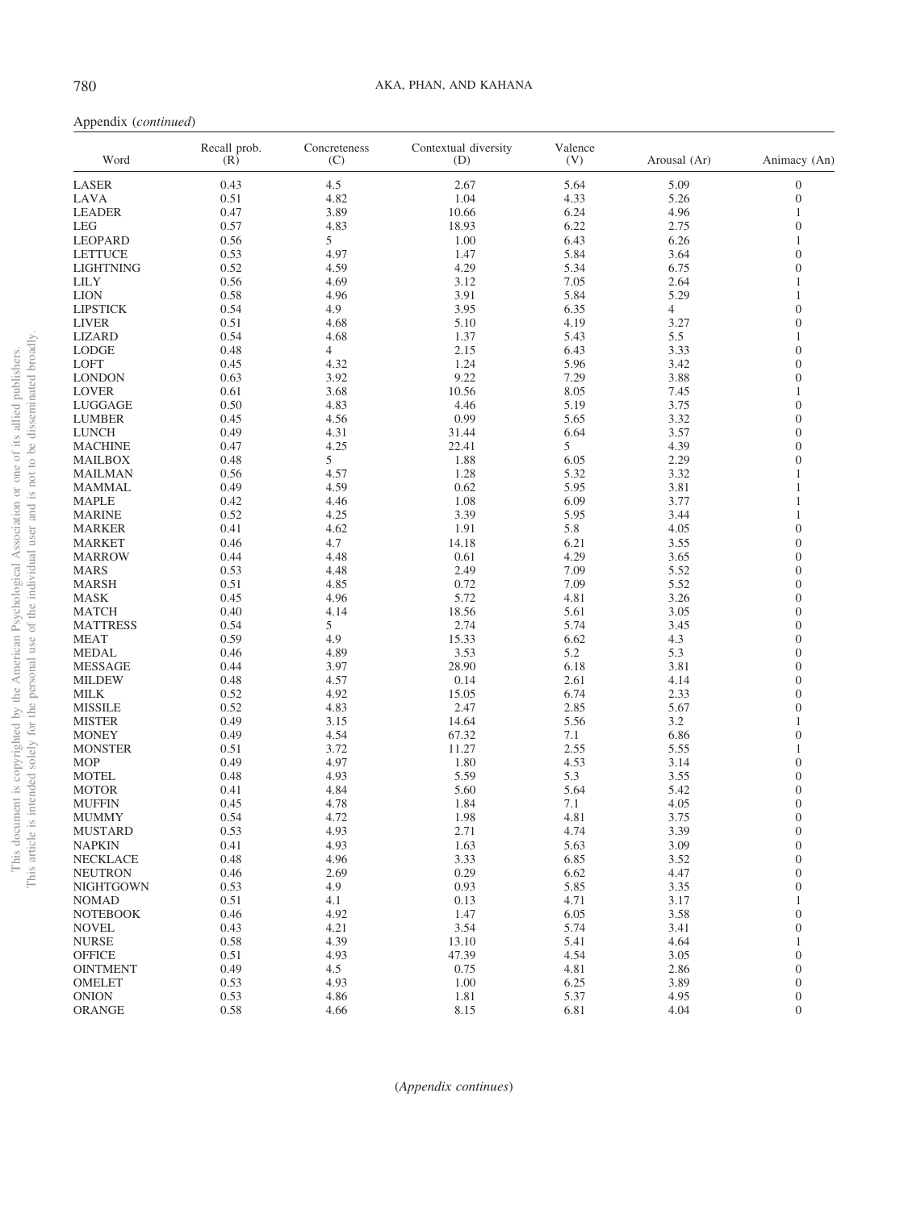Appendix (*continued*)

| Word | Recall prob. (R) | Concreteness (C) | Contextual diversity (D) | Valence (V) | Arousal (Ar) | Animacy (An) |
|---|---|---|---|---|---|---|
| LASER | 0.43 | 4.5 | 2.67 | 5.64 | 5.09 | 0 |
| LAVA | 0.51 | 4.82 | 1.04 | 4.33 | 5.26 | 0 |
| LEADER | 0.47 | 3.89 | 10.66 | 6.24 | 4.96 | 1 |
| LEG | 0.57 | 4.83 | 18.93 | 6.22 | 2.75 | 0 |
| LEOPARD | 0.56 | 5 | 1.00 | 6.43 | 6.26 | 1 |
| LETTUCE | 0.53 | 4.97 | 1.47 | 5.84 | 3.64 | 0 |
| LIGHTNING | 0.52 | 4.59 | 4.29 | 5.34 | 6.75 | 0 |
| LILY | 0.56 | 4.69 | 3.12 | 7.05 | 2.64 | 1 |
| LION | 0.58 | 4.96 | 3.91 | 5.84 | 5.29 | 1 |
| LIPSTICK | 0.54 | 4.9 | 3.95 | 6.35 | 4 | 0 |
| LIVER | 0.51 | 4.68 | 5.10 | 4.19 | 3.27 | 0 |
| LIZARD | 0.54 | 4.68 | 1.37 | 5.43 | 5.5 | 1 |
| LODGE | 0.48 | 4 | 2.15 | 6.43 | 3.33 | 0 |
| LOFT | 0.45 | 4.32 | 1.24 | 5.96 | 3.42 | 0 |
| LONDON | 0.63 | 3.92 | 9.22 | 7.29 | 3.88 | 0 |
| LOVER | 0.61 | 3.68 | 10.56 | 8.05 | 7.45 | 1 |
| LUGGAGE | 0.50 | 4.83 | 4.46 | 5.19 | 3.75 | 0 |
| LUMBER | 0.45 | 4.56 | 0.99 | 5.65 | 3.32 | 0 |
| LUNCH | 0.49 | 4.31 | 31.44 | 6.64 | 3.57 | 0 |
| MACHINE | 0.47 | 4.25 | 22.41 | 5 | 4.39 | 0 |
| MAILBOX | 0.48 | 5 | 1.88 | 6.05 | 2.29 | 0 |
| MAILMAN | 0.56 | 4.57 | 1.28 | 5.32 | 3.32 | 1 |
| MAMMAL | 0.49 | 4.59 | 0.62 | 5.95 | 3.81 | 1 |
| MAPLE | 0.42 | 4.46 | 1.08 | 6.09 | 3.77 | 1 |
| MARINE | 0.52 | 4.25 | 3.39 | 5.95 | 3.44 | 1 |
| MARKER | 0.41 | 4.62 | 1.91 | 5.8 | 4.05 | 0 |
| MARKET | 0.46 | 4.7 | 14.18 | 6.21 | 3.55 | 0 |
| MARROW | 0.44 | 4.48 | 0.61 | 4.29 | 3.65 | 0 |
| MARS | 0.53 | 4.48 | 2.49 | 7.09 | 5.52 | 0 |
| MARSH | 0.51 | 4.85 | 0.72 | 7.09 | 5.52 | 0 |
| MASK | 0.45 | 4.96 | 5.72 | 4.81 | 3.26 | 0 |
| MATCH | 0.40 | 4.14 | 18.56 | 5.61 | 3.05 | 0 |
| MATTRESS | 0.54 | 5 | 2.74 | 5.74 | 3.45 | 0 |
| MEAT | 0.59 | 4.9 | 15.33 | 6.62 | 4.3 | 0 |
| MEDAL | 0.46 | 4.89 | 3.53 | 5.2 | 5.3 | 0 |
| MESSAGE | 0.44 | 3.97 | 28.90 | 6.18 | 3.81 | 0 |
| MILDEW | 0.48 | 4.57 | 0.14 | 2.61 | 4.14 | 0 |
| MILK | 0.52 | 4.92 | 15.05 | 6.74 | 2.33 | 0 |
| MISSILE | 0.52 | 4.83 | 2.47 | 2.85 | 5.67 | 0 |
| MISTER | 0.49 | 3.15 | 14.64 | 5.56 | 3.2 | 1 |
| MONEY | 0.49 | 4.54 | 67.32 | 7.1 | 6.86 | 0 |
| MONSTER | 0.51 | 3.72 | 11.27 | 2.55 | 5.55 | 1 |
| MOP | 0.49 | 4.97 | 1.80 | 4.53 | 3.14 | 0 |
| MOTEL | 0.48 | 4.93 | 5.59 | 5.3 | 3.55 | 0 |
| MOTOR | 0.41 | 4.84 | 5.60 | 5.64 | 5.42 | 0 |
| MUFFIN | 0.45 | 4.78 | 1.84 | 7.1 | 4.05 | 0 |
| MUMMY | 0.54 | 4.72 | 1.98 | 4.81 | 3.75 | 0 |
| MUSTARD | 0.53 | 4.93 | 2.71 | 4.74 | 3.39 | 0 |
| NAPKIN | 0.41 | 4.93 | 1.63 | 5.63 | 3.09 | 0 |
| NECKLACE | 0.48 | 4.96 | 3.33 | 6.85 | 3.52 | 0 |
| NEUTRON | 0.46 | 2.69 | 0.29 | 6.62 | 4.47 | 0 |
| NIGHTGOWN | 0.53 | 4.9 | 0.93 | 5.85 | 3.35 | 0 |
| NOMAD | 0.51 | 4.1 | 0.13 | 4.71 | 3.17 | 1 |
| NOTEBOOK | 0.46 | 4.92 | 1.47 | 6.05 | 3.58 | 0 |
| NOVEL | 0.43 | 4.21 | 3.54 | 5.74 | 3.41 | 0 |
| NURSE | 0.58 | 4.39 | 13.10 | 5.41 | 4.64 | 1 |
| OFFICE | 0.51 | 4.93 | 47.39 | 4.54 | 3.05 | 0 |
| OINTMENT | 0.49 | 4.5 | 0.75 | 4.81 | 2.86 | 0 |
| OMELET | 0.53 | 4.93 | 1.00 | 6.25 | 3.89 | 0 |
| ONION | 0.53 | 4.86 | 1.81 | 5.37 | 4.95 | 0 |
| ORANGE | 0.58 | 4.66 | 8.15 | 6.81 | 4.04 | 0 |

(*Appendix continues*)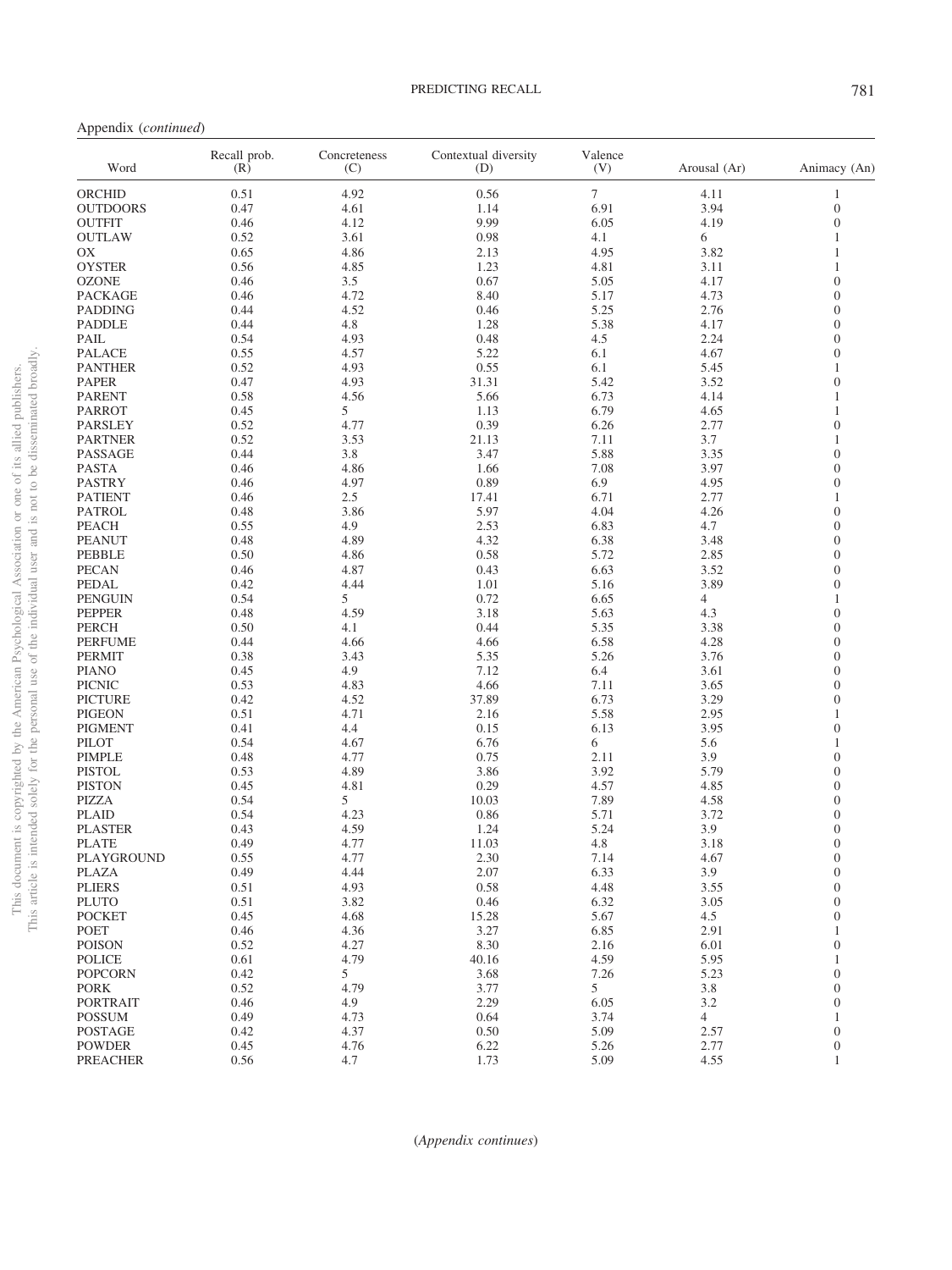Appendix (*continued*)

| Word | Recall prob. (R) | Concreteness (C) | Contextual diversity (D) | Valence (V) | Arousal (Ar) | Animacy (An) |
|---|---|---|---|---|---|---|
| ORCHID | 0.51 | 4.92 | 0.56 | 7 | 4.11 | 1 |
| OUTDOORS | 0.47 | 4.61 | 1.14 | 6.91 | 3.94 | 0 |
| OUTFIT | 0.46 | 4.12 | 9.99 | 6.05 | 4.19 | 0 |
| OUTLAW | 0.52 | 3.61 | 0.98 | 4.1 | 6 | 1 |
| OX | 0.65 | 4.86 | 2.13 | 4.95 | 3.82 | 1 |
| OYSTER | 0.56 | 4.85 | 1.23 | 4.81 | 3.11 | 1 |
| OZONE | 0.46 | 3.5 | 0.67 | 5.05 | 4.17 | 0 |
| PACKAGE | 0.46 | 4.72 | 8.40 | 5.17 | 4.73 | 0 |
| PADDING | 0.44 | 4.52 | 0.46 | 5.25 | 2.76 | 0 |
| PADDLE | 0.44 | 4.8 | 1.28 | 5.38 | 4.17 | 0 |
| PAIL | 0.54 | 4.93 | 0.48 | 4.5 | 2.24 | 0 |
| PALACE | 0.55 | 4.57 | 5.22 | 6.1 | 4.67 | 0 |
| PANTHER | 0.52 | 4.93 | 0.55 | 6.1 | 5.45 | 1 |
| PAPER | 0.47 | 4.93 | 31.31 | 5.42 | 3.52 | 0 |
| PARENT | 0.58 | 4.56 | 5.66 | 6.73 | 4.14 | 1 |
| PARROT | 0.45 | 5 | 1.13 | 6.79 | 4.65 | 1 |
| PARSLEY | 0.52 | 4.77 | 0.39 | 6.26 | 2.77 | 0 |
| PARTNER | 0.52 | 3.53 | 21.13 | 7.11 | 3.7 | 1 |
| PASSAGE | 0.44 | 3.8 | 3.47 | 5.88 | 3.35 | 0 |
| PASTA | 0.46 | 4.86 | 1.66 | 7.08 | 3.97 | 0 |
| PASTRY | 0.46 | 4.97 | 0.89 | 6.9 | 4.95 | 0 |
| PATIENT | 0.46 | 2.5 | 17.41 | 6.71 | 2.77 | 1 |
| PATROL | 0.48 | 3.86 | 5.97 | 4.04 | 4.26 | 0 |
| PEACH | 0.55 | 4.9 | 2.53 | 6.83 | 4.7 | 0 |
| PEANUT | 0.48 | 4.89 | 4.32 | 6.38 | 3.48 | 0 |
| PEBBLE | 0.50 | 4.86 | 0.58 | 5.72 | 2.85 | 0 |
| PECAN | 0.46 | 4.87 | 0.43 | 6.63 | 3.52 | 0 |
| PEDAL | 0.42 | 4.44 | 1.01 | 5.16 | 3.89 | 0 |
| PENGUIN | 0.54 | 5 | 0.72 | 6.65 | 4 | 1 |
| PEPPER | 0.48 | 4.59 | 3.18 | 5.63 | 4.3 | 0 |
| PERCH | 0.50 | 4.1 | 0.44 | 5.35 | 3.38 | 0 |
| PERFUME | 0.44 | 4.66 | 4.66 | 6.58 | 4.28 | 0 |
| PERMIT | 0.38 | 3.43 | 5.35 | 5.26 | 3.76 | 0 |
| PIANO | 0.45 | 4.9 | 7.12 | 6.4 | 3.61 | 0 |
| PICNIC | 0.53 | 4.83 | 4.66 | 7.11 | 3.65 | 0 |
| PICTURE | 0.42 | 4.52 | 37.89 | 6.73 | 3.29 | 0 |
| PIGEON | 0.51 | 4.71 | 2.16 | 5.58 | 2.95 | 1 |
| PIGMENT | 0.41 | 4.4 | 0.15 | 6.13 | 3.95 | 0 |
| PILOT | 0.54 | 4.67 | 6.76 | 6 | 5.6 | 1 |
| PIMPLE | 0.48 | 4.77 | 0.75 | 2.11 | 3.9 | 0 |
| PISTOL | 0.53 | 4.89 | 3.86 | 3.92 | 5.79 | 0 |
| PISTON | 0.45 | 4.81 | 0.29 | 4.57 | 4.85 | 0 |
| PIZZA | 0.54 | 5 | 10.03 | 7.89 | 4.58 | 0 |
| PLAID | 0.54 | 4.23 | 0.86 | 5.71 | 3.72 | 0 |
| PLASTER | 0.43 | 4.59 | 1.24 | 5.24 | 3.9 | 0 |
| PLATE | 0.49 | 4.77 | 11.03 | 4.8 | 3.18 | 0 |
| PLAYGROUND | 0.55 | 4.77 | 2.30 | 7.14 | 4.67 | 0 |
| PLAZA | 0.49 | 4.44 | 2.07 | 6.33 | 3.9 | 0 |
| PLIERS | 0.51 | 4.93 | 0.58 | 4.48 | 3.55 | 0 |
| PLUTO | 0.51 | 3.82 | 0.46 | 6.32 | 3.05 | 0 |
| POCKET | 0.45 | 4.68 | 15.28 | 5.67 | 4.5 | 0 |
| POET | 0.46 | 4.36 | 3.27 | 6.85 | 2.91 | 1 |
| POISON | 0.52 | 4.27 | 8.30 | 2.16 | 6.01 | 0 |
| POLICE | 0.61 | 4.79 | 40.16 | 4.59 | 5.95 | 1 |
| POPCORN | 0.42 | 5 | 3.68 | 7.26 | 5.23 | 0 |
| PORK | 0.52 | 4.79 | 3.77 | 5 | 3.8 | 0 |
| PORTRAIT | 0.46 | 4.9 | 2.29 | 6.05 | 3.2 | 0 |
| POSSUM | 0.49 | 4.73 | 0.64 | 3.74 | 4 | 1 |
| POSTAGE | 0.42 | 4.37 | 0.50 | 5.09 | 2.57 | 0 |
| POWDER | 0.45 | 4.76 | 6.22 | 5.26 | 2.77 | 0 |
| PREACHER | 0.56 | 4.7 | 1.73 | 5.09 | 4.55 | 1 |

(*Appendix continues*)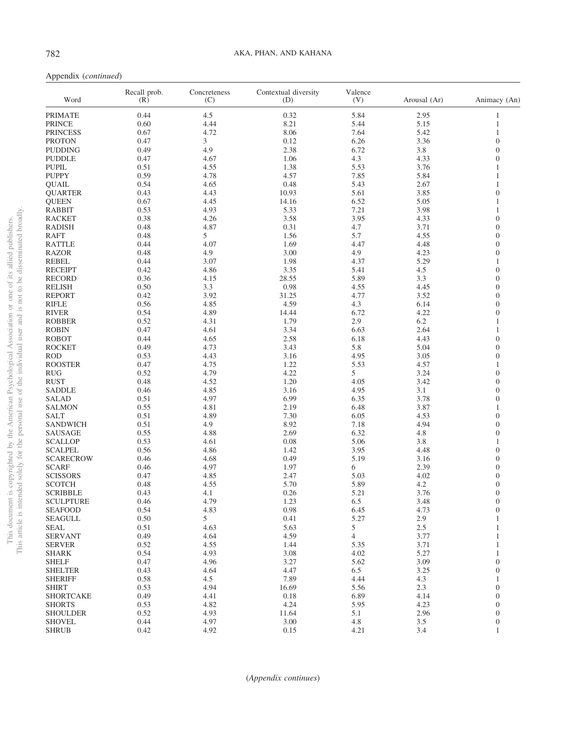Appendix (*continued*)

| Word | Recall prob. (R) | Concreteness (C) | Contextual diversity (D) | Valence (V) | Arousal (Ar) | Animacy (An) |
|---|---|---|---|---|---|---|
| PRIMATE | 0.44 | 4.5 | 0.32 | 5.84 | 2.95 | 1 |
| PRINCE | 0.60 | 4.44 | 8.21 | 5.44 | 5.15 | 1 |
| PRINCESS | 0.67 | 4.72 | 8.06 | 7.64 | 5.42 | 1 |
| PROTON | 0.47 | 3 | 0.12 | 6.26 | 3.36 | 0 |
| PUDDING | 0.49 | 4.9 | 2.38 | 6.72 | 3.8 | 0 |
| PUDDLE | 0.47 | 4.67 | 1.06 | 4.3 | 4.33 | 0 |
| PUPIL | 0.51 | 4.55 | 1.38 | 5.53 | 3.76 | 1 |
| PUPPY | 0.59 | 4.78 | 4.57 | 7.85 | 5.84 | 1 |
| QUAIL | 0.54 | 4.65 | 0.48 | 5.43 | 2.67 | 1 |
| QUARTER | 0.43 | 4.43 | 10.93 | 5.61 | 3.85 | 0 |
| QUEEN | 0.67 | 4.45 | 14.16 | 6.52 | 5.05 | 1 |
| RABBIT | 0.53 | 4.93 | 5.33 | 7.21 | 3.98 | 1 |
| RACKET | 0.38 | 4.26 | 3.58 | 3.95 | 4.33 | 0 |
| RADISH | 0.48 | 4.87 | 0.31 | 4.7 | 3.71 | 0 |
| RAFT | 0.48 | 5 | 1.56 | 5.7 | 4.55 | 0 |
| RATTLE | 0.44 | 4.07 | 1.69 | 4.47 | 4.48 | 0 |
| RAZOR | 0.48 | 4.9 | 3.00 | 4.9 | 4.23 | 0 |
| REBEL | 0.44 | 3.07 | 1.98 | 4.37 | 5.29 | 1 |
| RECEIPT | 0.42 | 4.86 | 3.35 | 5.41 | 4.5 | 0 |
| RECORD | 0.36 | 4.15 | 28.55 | 5.89 | 3.3 | 0 |
| RELISH | 0.50 | 3.3 | 0.98 | 4.55 | 4.45 | 0 |
| REPORT | 0.42 | 3.92 | 31.25 | 4.77 | 3.52 | 0 |
| RIFLE | 0.56 | 4.85 | 4.59 | 4.3 | 6.14 | 0 |
| RIVER | 0.54 | 4.89 | 14.44 | 6.72 | 4.22 | 0 |
| ROBBER | 0.52 | 4.31 | 1.79 | 2.9 | 6.2 | 1 |
| ROBIN | 0.47 | 4.61 | 3.34 | 6.63 | 2.64 | 1 |
| ROBOT | 0.44 | 4.65 | 2.58 | 6.18 | 4.43 | 0 |
| ROCKET | 0.49 | 4.73 | 3.43 | 5.8 | 5.04 | 0 |
| ROD | 0.53 | 4.43 | 3.16 | 4.95 | 3.05 | 0 |
| ROOSTER | 0.47 | 4.75 | 1.22 | 5.53 | 4.57 | 1 |
| RUG | 0.52 | 4.79 | 4.22 | 5 | 3.24 | 0 |
| RUST | 0.48 | 4.52 | 1.20 | 4.05 | 3.42 | 0 |
| SADDLE | 0.46 | 4.85 | 3.16 | 4.95 | 3.1 | 0 |
| SALAD | 0.51 | 4.97 | 6.99 | 6.35 | 3.78 | 0 |
| SALMON | 0.55 | 4.81 | 2.19 | 6.48 | 3.87 | 1 |
| SALT | 0.51 | 4.89 | 7.30 | 6.05 | 4.53 | 0 |
| SANDWICH | 0.51 | 4.9 | 8.92 | 7.18 | 4.94 | 0 |
| SAUSAGE | 0.55 | 4.88 | 2.69 | 6.32 | 4.8 | 0 |
| SCALLOP | 0.53 | 4.61 | 0.08 | 5.06 | 3.8 | 1 |
| SCALPEL | 0.56 | 4.86 | 1.42 | 3.95 | 4.48 | 0 |
| SCARECROW | 0.46 | 4.68 | 0.49 | 5.19 | 3.16 | 0 |
| SCARF | 0.46 | 4.97 | 1.97 | 6 | 2.39 | 0 |
| SCISSORS | 0.47 | 4.85 | 2.47 | 5.03 | 4.02 | 0 |
| SCOTCH | 0.48 | 4.55 | 5.70 | 5.89 | 4.2 | 0 |
| SCRIBBLE | 0.43 | 4.1 | 0.26 | 5.21 | 3.76 | 0 |
| SCULPTURE | 0.46 | 4.79 | 1.23 | 6.5 | 3.48 | 0 |
| SEAFOOD | 0.54 | 4.83 | 0.98 | 6.45 | 4.73 | 0 |
| SEAGULL | 0.50 | 5 | 0.41 | 5.27 | 2.9 | 1 |
| SEAL | 0.51 | 4.63 | 5.63 | 5 | 2.5 | 1 |
| SERVANT | 0.49 | 4.64 | 4.59 | 4 | 3.77 | 1 |
| SERVER | 0.52 | 4.55 | 1.44 | 5.35 | 3.71 | 1 |
| SHARK | 0.54 | 4.93 | 3.08 | 4.02 | 5.27 | 1 |
| SHELF | 0.47 | 4.96 | 3.27 | 5.62 | 3.09 | 0 |
| SHELTER | 0.43 | 4.64 | 4.47 | 6.5 | 3.25 | 0 |
| SHERIFF | 0.58 | 4.5 | 7.89 | 4.44 | 4.3 | 1 |
| SHIRT | 0.53 | 4.94 | 16.69 | 5.56 | 2.3 | 0 |
| SHORTCAKE | 0.49 | 4.41 | 0.18 | 6.89 | 4.14 | 0 |
| SHORTS | 0.53 | 4.82 | 4.24 | 5.95 | 4.23 | 0 |
| SHOULDER | 0.52 | 4.93 | 11.64 | 5.1 | 2.96 | 0 |
| SHOVEL | 0.44 | 4.97 | 3.00 | 4.8 | 3.5 | 0 |
| SHRUB | 0.42 | 4.92 | 0.15 | 4.21 | 3.4 | 1 |

(*Appendix continues*)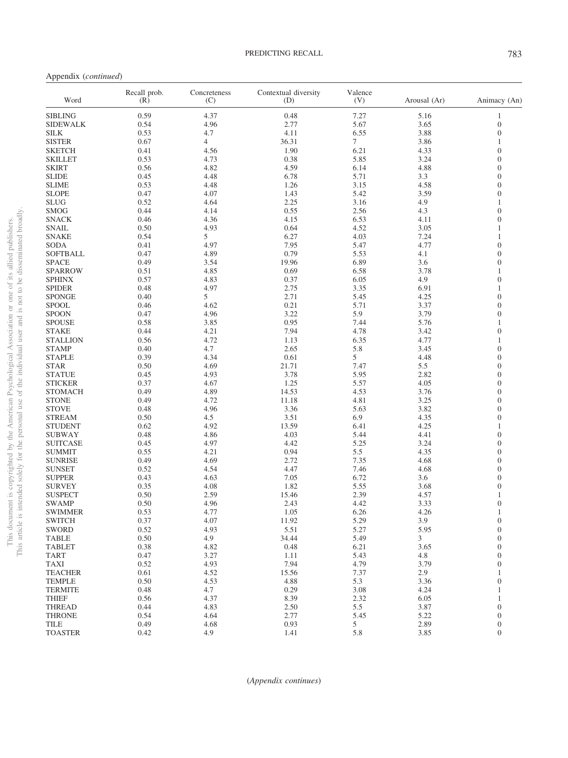Appendix (*continued*)

| Word | Recall prob. (R) | Concreteness (C) | Contextual diversity (D) | Valence (V) | Arousal (Ar) | Animacy (An) |
|---|---|---|---|---|---|---|
| SIBLING | 0.59 | 4.37 | 0.48 | 7.27 | 5.16 | 1 |
| SIDEWALK | 0.54 | 4.96 | 2.77 | 5.67 | 3.65 | 0 |
| SILK | 0.53 | 4.7 | 4.11 | 6.55 | 3.88 | 0 |
| SISTER | 0.67 | 4 | 36.31 | 7 | 3.86 | 1 |
| SKETCH | 0.41 | 4.56 | 1.90 | 6.21 | 4.33 | 0 |
| SKILLET | 0.53 | 4.73 | 0.38 | 5.85 | 3.24 | 0 |
| SKIRT | 0.56 | 4.82 | 4.59 | 6.14 | 4.88 | 0 |
| SLIDE | 0.45 | 4.48 | 6.78 | 5.71 | 3.3 | 0 |
| SLIME | 0.53 | 4.48 | 1.26 | 3.15 | 4.58 | 0 |
| SLOPE | 0.47 | 4.07 | 1.43 | 5.42 | 3.59 | 0 |
| SLUG | 0.52 | 4.64 | 2.25 | 3.16 | 4.9 | 1 |
| SMOG | 0.44 | 4.14 | 0.55 | 2.56 | 4.3 | 0 |
| SNACK | 0.46 | 4.36 | 4.15 | 6.53 | 4.11 | 0 |
| SNAIL | 0.50 | 4.93 | 0.64 | 4.52 | 3.05 | 1 |
| SNAKE | 0.54 | 5 | 6.27 | 4.03 | 7.24 | 1 |
| SODA | 0.41 | 4.97 | 7.95 | 5.47 | 4.77 | 0 |
| SOFTBALL | 0.47 | 4.89 | 0.79 | 5.53 | 4.1 | 0 |
| SPACE | 0.49 | 3.54 | 19.96 | 6.89 | 3.6 | 0 |
| SPARROW | 0.51 | 4.85 | 0.69 | 6.58 | 3.78 | 1 |
| SPHINX | 0.57 | 4.83 | 0.37 | 6.05 | 4.9 | 0 |
| SPIDER | 0.48 | 4.97 | 2.75 | 3.35 | 6.91 | 1 |
| SPONGE | 0.40 | 5 | 2.71 | 5.45 | 4.25 | 0 |
| SPOOL | 0.46 | 4.62 | 0.21 | 5.71 | 3.37 | 0 |
| SPOON | 0.47 | 4.96 | 3.22 | 5.9 | 3.79 | 0 |
| SPOUSE | 0.58 | 3.85 | 0.95 | 7.44 | 5.76 | 1 |
| STAKE | 0.44 | 4.21 | 7.94 | 4.78 | 3.42 | 0 |
| STALLION | 0.56 | 4.72 | 1.13 | 6.35 | 4.77 | 1 |
| STAMP | 0.40 | 4.7 | 2.65 | 5.8 | 3.45 | 0 |
| STAPLE | 0.39 | 4.34 | 0.61 | 5 | 4.48 | 0 |
| STAR | 0.50 | 4.69 | 21.71 | 7.47 | 5.5 | 0 |
| STATUE | 0.45 | 4.93 | 3.78 | 5.95 | 2.82 | 0 |
| STICKER | 0.37 | 4.67 | 1.25 | 5.57 | 4.05 | 0 |
| STOMACH | 0.49 | 4.89 | 14.53 | 4.53 | 3.76 | 0 |
| STONE | 0.49 | 4.72 | 11.18 | 4.81 | 3.25 | 0 |
| STOVE | 0.48 | 4.96 | 3.36 | 5.63 | 3.82 | 0 |
| STREAM | 0.50 | 4.5 | 3.51 | 6.9 | 4.35 | 0 |
| STUDENT | 0.62 | 4.92 | 13.59 | 6.41 | 4.25 | 1 |
| SUBWAY | 0.48 | 4.86 | 4.03 | 5.44 | 4.41 | 0 |
| SUITCASE | 0.45 | 4.97 | 4.42 | 5.25 | 3.24 | 0 |
| SUMMIT | 0.55 | 4.21 | 0.94 | 5.5 | 4.35 | 0 |
| SUNRISE | 0.49 | 4.69 | 2.72 | 7.35 | 4.68 | 0 |
| SUNSET | 0.52 | 4.54 | 4.47 | 7.46 | 4.68 | 0 |
| SUPPER | 0.43 | 4.63 | 7.05 | 6.72 | 3.6 | 0 |
| SURVEY | 0.35 | 4.08 | 1.82 | 5.55 | 3.68 | 0 |
| SUSPECT | 0.50 | 2.59 | 15.46 | 2.39 | 4.57 | 1 |
| SWAMP | 0.50 | 4.96 | 2.43 | 4.42 | 3.33 | 0 |
| SWIMMER | 0.53 | 4.77 | 1.05 | 6.26 | 4.26 | 1 |
| SWITCH | 0.37 | 4.07 | 11.92 | 5.29 | 3.9 | 0 |
| SWORD | 0.52 | 4.93 | 5.51 | 5.27 | 5.95 | 0 |
| TABLE | 0.50 | 4.9 | 34.44 | 5.49 | 3 | 0 |
| TABLET | 0.38 | 4.82 | 0.48 | 6.21 | 3.65 | 0 |
| TART | 0.47 | 3.27 | 1.11 | 5.43 | 4.8 | 0 |
| TAXI | 0.52 | 4.93 | 7.94 | 4.79 | 3.79 | 0 |
| TEACHER | 0.61 | 4.52 | 15.56 | 7.37 | 2.9 | 1 |
| TEMPLE | 0.50 | 4.53 | 4.88 | 5.3 | 3.36 | 0 |
| TERMITE | 0.48 | 4.7 | 0.29 | 3.08 | 4.24 | 1 |
| THIEF | 0.56 | 4.37 | 8.39 | 2.32 | 6.05 | 1 |
| THREAD | 0.44 | 4.83 | 2.50 | 5.5 | 3.87 | 0 |
| THRONE | 0.54 | 4.64 | 2.77 | 5.45 | 5.22 | 0 |
| TILE | 0.49 | 4.68 | 0.93 | 5 | 2.89 | 0 |
| TOASTER | 0.42 | 4.9 | 1.41 | 5.8 | 3.85 | 0 |

(*Appendix continues*)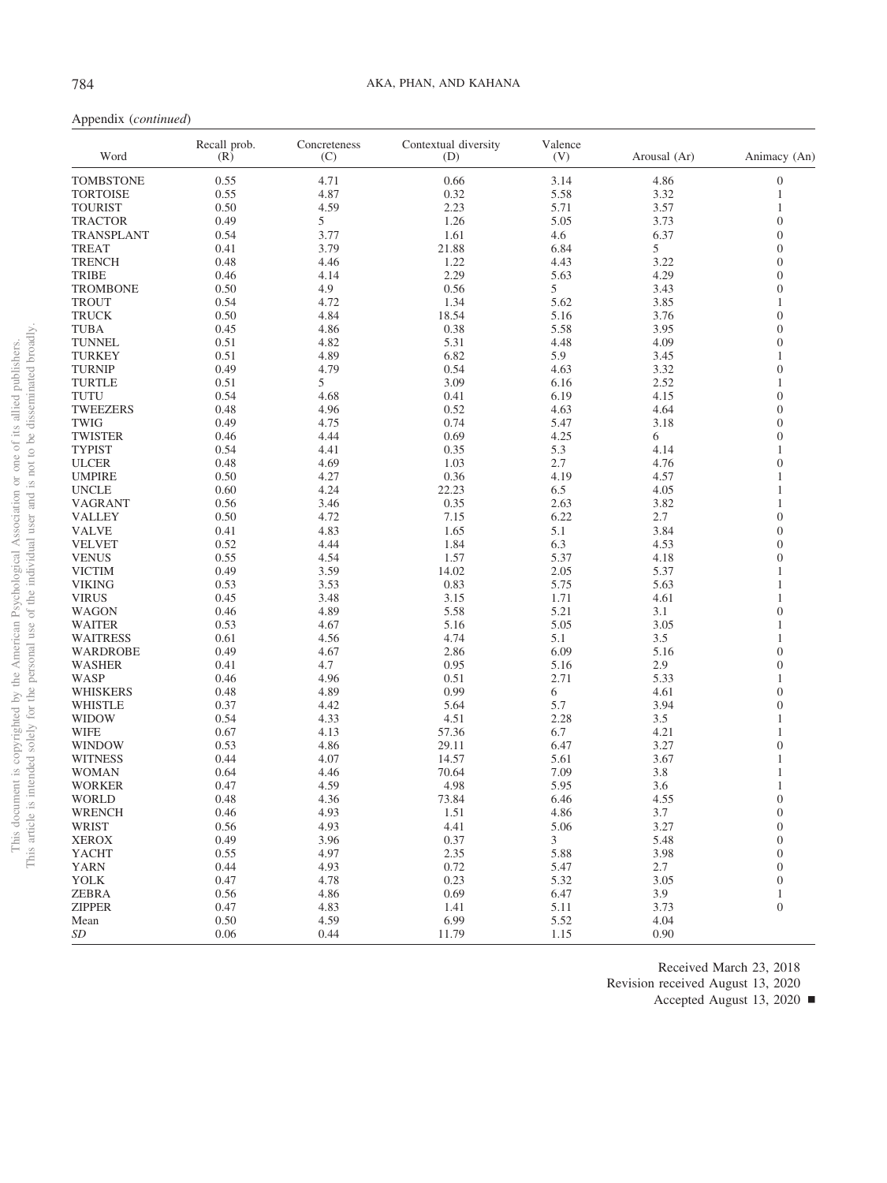Appendix (*continued*)

| Word | Recall prob. (R) | Concreteness (C) | Contextual diversity (D) | Valence (V) | Arousal (Ar) | Animacy (An) |
|---|---|---|---|---|---|---|
| TOMBSTONE | 0.55 | 4.71 | 0.66 | 3.14 | 4.86 | 0 |
| TORTOISE | 0.55 | 4.87 | 0.32 | 5.58 | 3.32 | 1 |
| TOURIST | 0.50 | 4.59 | 2.23 | 5.71 | 3.57 | 1 |
| TRACTOR | 0.49 | 5 | 1.26 | 5.05 | 3.73 | 0 |
| TRANSPLANT | 0.54 | 3.77 | 1.61 | 4.6 | 6.37 | 0 |
| TREAT | 0.41 | 3.79 | 21.88 | 6.84 | 5 | 0 |
| TRENCH | 0.48 | 4.46 | 1.22 | 4.43 | 3.22 | 0 |
| TRIBE | 0.46 | 4.14 | 2.29 | 5.63 | 4.29 | 0 |
| TROMBONE | 0.50 | 4.9 | 0.56 | 5 | 3.43 | 0 |
| TROUT | 0.54 | 4.72 | 1.34 | 5.62 | 3.85 | 1 |
| TRUCK | 0.50 | 4.84 | 18.54 | 5.16 | 3.76 | 0 |
| TUBA | 0.45 | 4.86 | 0.38 | 5.58 | 3.95 | 0 |
| TUNNEL | 0.51 | 4.82 | 5.31 | 4.48 | 4.09 | 0 |
| TURKEY | 0.51 | 4.89 | 6.82 | 5.9 | 3.45 | 1 |
| TURNIP | 0.49 | 4.79 | 0.54 | 4.63 | 3.32 | 0 |
| TURTLE | 0.51 | 5 | 3.09 | 6.16 | 2.52 | 1 |
| TUTU | 0.54 | 4.68 | 0.41 | 6.19 | 4.15 | 0 |
| TWEEZERS | 0.48 | 4.96 | 0.52 | 4.63 | 4.64 | 0 |
| TWIG | 0.49 | 4.75 | 0.74 | 5.47 | 3.18 | 0 |
| TWISTER | 0.46 | 4.44 | 0.69 | 4.25 | 6 | 0 |
| TYPIST | 0.54 | 4.41 | 0.35 | 5.3 | 4.14 | 1 |
| ULCER | 0.48 | 4.69 | 1.03 | 2.7 | 4.76 | 0 |
| UMPIRE | 0.50 | 4.27 | 0.36 | 4.19 | 4.57 | 1 |
| UNCLE | 0.60 | 4.24 | 22.23 | 6.5 | 4.05 | 1 |
| VAGRANT | 0.56 | 3.46 | 0.35 | 2.63 | 3.82 | 1 |
| VALLEY | 0.50 | 4.72 | 7.15 | 6.22 | 2.7 | 0 |
| VALVE | 0.41 | 4.83 | 1.65 | 5.1 | 3.84 | 0 |
| VELVET | 0.52 | 4.44 | 1.84 | 6.3 | 4.53 | 0 |
| VENUS | 0.55 | 4.54 | 1.57 | 5.37 | 4.18 | 0 |
| VICTIM | 0.49 | 3.59 | 14.02 | 2.05 | 5.37 | 1 |
| VIKING | 0.53 | 3.53 | 0.83 | 5.75 | 5.63 | 1 |
| VIRUS | 0.45 | 3.48 | 3.15 | 1.71 | 4.61 | 1 |
| WAGON | 0.46 | 4.89 | 5.58 | 5.21 | 3.1 | 0 |
| WAITER | 0.53 | 4.67 | 5.16 | 5.05 | 3.05 | 1 |
| WAITRESS | 0.61 | 4.56 | 4.74 | 5.1 | 3.5 | 1 |
| WARDROBE | 0.49 | 4.67 | 2.86 | 6.09 | 5.16 | 0 |
| WASHER | 0.41 | 4.7 | 0.95 | 5.16 | 2.9 | 0 |
| WASP | 0.46 | 4.96 | 0.51 | 2.71 | 5.33 | 1 |
| WHISKERS | 0.48 | 4.89 | 0.99 | 6 | 4.61 | 0 |
| WHISTLE | 0.37 | 4.42 | 5.64 | 5.7 | 3.94 | 0 |
| WIDOW | 0.54 | 4.33 | 4.51 | 2.28 | 3.5 | 1 |
| WIFE | 0.67 | 4.13 | 57.36 | 6.7 | 4.21 | 1 |
| WINDOW | 0.53 | 4.86 | 29.11 | 6.47 | 3.27 | 0 |
| WITNESS | 0.44 | 4.07 | 14.57 | 5.61 | 3.67 | 1 |
| WOMAN | 0.64 | 4.46 | 70.64 | 7.09 | 3.8 | 1 |
| WORKER | 0.47 | 4.59 | 4.98 | 5.95 | 3.6 | 1 |
| WORLD | 0.48 | 4.36 | 73.84 | 6.46 | 4.55 | 0 |
| WRENCH | 0.46 | 4.93 | 1.51 | 4.86 | 3.7 | 0 |
| WRIST | 0.56 | 4.93 | 4.41 | 5.06 | 3.27 | 0 |
| XEROX | 0.49 | 3.96 | 0.37 | 3 | 5.48 | 0 |
| YACHT | 0.55 | 4.97 | 2.35 | 5.88 | 3.98 | 0 |
| YARN | 0.44 | 4.93 | 0.72 | 5.47 | 2.7 | 0 |
| YOLK | 0.47 | 4.78 | 0.23 | 5.32 | 3.05 | 0 |
| ZEBRA | 0.56 | 4.86 | 0.69 | 6.47 | 3.9 | 1 |
| ZIPPER | 0.47 | 4.83 | 1.41 | 5.11 | 3.73 | 0 |
| Mean | 0.50 | 4.59 | 6.99 | 5.52 | 4.04 | |
| *SD* | 0.06 | 0.44 | 11.79 | 1.15 | 0.90 | |

Received March 23, 2018
Revision received August 13, 2020
Accepted August 13, 2020 ■